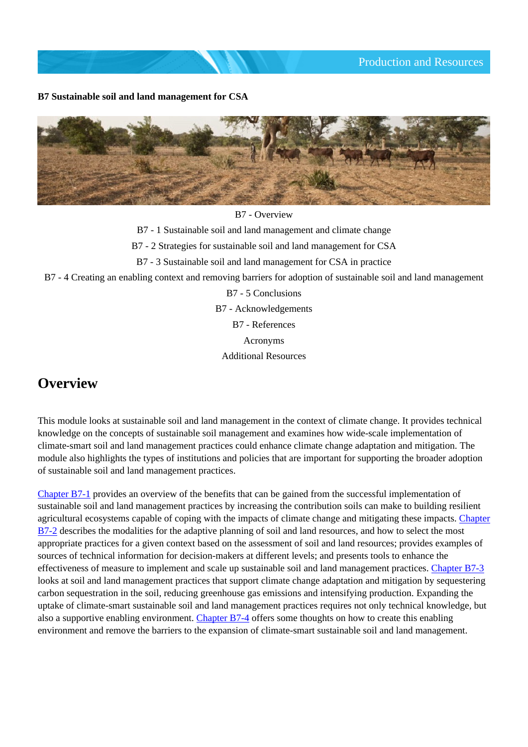**B7 Sustainable soil and land management for CSA**

B7 - Overview

B7 - 1 Sustainable soil and land management and climate change

B7 - 2 Strategies for sustainable soil and land management for CSA

B7 - 3 Sustainable soil and land management for CSA in practice

B7 - 4 Creating an enabling context and removing barriers for adoption of sustainable soil and land management

B7 - 5 Conclusions

B7 - Acknowledgements

B7 - References

Acronyms

Additional Resources

## Overview

This module looks at sustainable soil and land management in the context of climate change. It provides technical knowledge on the concepts of sustainable soil management and examines how wide-scale implementation of climate-smart soil and land management practices could enhance climate change adaptation and mitigation. The module also highlights the types of institutions and policies that are important for supporting the broader adoption of sustainable soil and land management practices.

Chapter B7-1 provides an overview of the benefits that can be gained from the successful implementation of sustainable soil and land management practices by increasing the contribution soils can make to building resilient agricultural ecosystems capable of coping with the impacts of climate change and mitigating these impacts. Chapter B7-2 describes the modalities for the adaptive planning of soil and land resources, and how to select the most appropriate practices for a given context based on the assessment of soil and land resources; provides examples of sources of technical information for decision-makers at different levels; and presents tools to enhance the effectiveness of measure to implement and scale up sustainable soil and land management practices. Chapter B7-3 looks at soil and land management practices that support climate change adaptation and mitigation by sequestering carbon sequestration in the soil, reducing greenhouse gas emissions and intensifying production. Expanding the uptake of climate-smart sustainable soil and land management practices requires not only technical knowledge, but also a supportive enabling environment. Chapter B7-4 offers some thoughts on how to create this enabling environment and remove the barriers to the expansion of climate-smart sustainable soil and land management.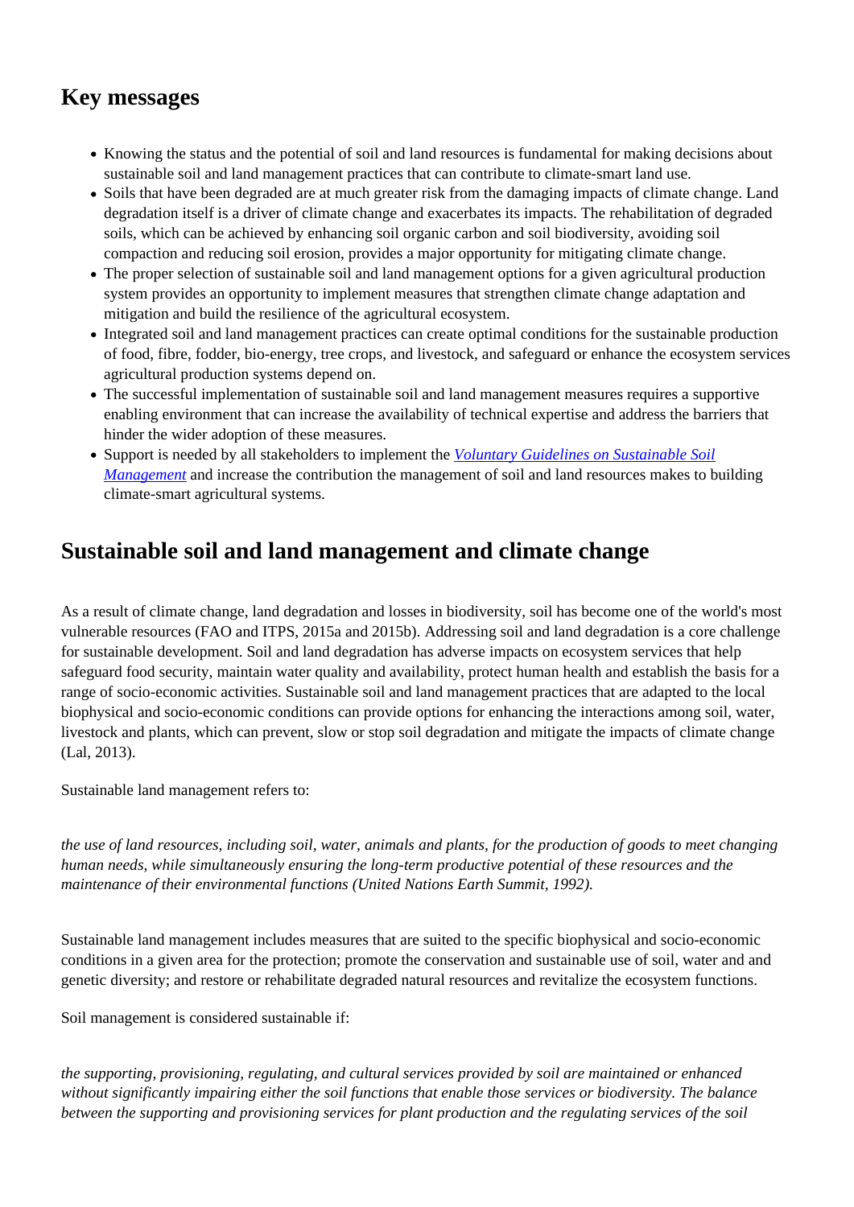## Key messages

- Knowing the status and the potential of soil and land resources is fundamental for making decisions about sustainable soil and land management practices that can contribute to climate-smart land use.
- Soils that have been degraded are at much greater risk from the damaging impacts of climate change. Land degradation itself is a driver of climate change and exacerbates its impacts. The rehabilitation of degraded soils, which can be achieved by enhancing soil organic carbon and soil biodiversity, avoiding soil compaction and reducing soil erosion, provides a major opportunity for mitigating climate change.
- The proper selection of sustainable soil and land management options for a given agricultural production system provides an opportunity to implement measures that strengthen climate change adaptation and mitigation and build the resilience of the agricultural ecosystem.
- Integrated soil and land management practices can create optimal conditions for the sustainable production of food, fibre, fodder, bio-energy, tree crops, and livestock, and safeguard or enhance the ecosystem services agricultural production systems depend on.
- The successful implementation of sustainable soil and land management measures requires a supportive enabling environment that can increase the availability of technical expertise and address the barriers that hinder the wider adoption of these measures.
- Support is needed by all stakeholders to implement the *Voluntary Guidelines on Sustainable Soil Management* and increase the contribution the management of soil and land resources makes to building climate-smart agricultural systems.

## Sustainable soil and land management and climate change

As a result of climate change, land degradation and losses in biodiversity, soil has become one of the world's most vulnerable resources (FAO and ITPS, 2015a and 2015b). Addressing soil and land degradation is a core challenge for sustainable development. Soil and land degradation has adverse impacts on ecosystem services that help safeguard food security, maintain water quality and availability, protect human health and establish the basis for a range of socio-economic activities. Sustainable soil and land management practices that are adapted to the local biophysical and socio-economic conditions can provide options for enhancing the interactions among soil, water, livestock and plants, which can prevent, slow or stop soil degradation and mitigate the impacts of climate change (Lal, 2013).

Sustainable land management refers to:

*the use of land resources, including soil, water, animals and plants, for the production of goods to meet changing human needs, while simultaneously ensuring the long-term productive potential of these resources and the maintenance of their environmental functions (United Nations Earth Summit, 1992).*

Sustainable land management includes measures that are suited to the specific biophysical and socio-economic conditions in a given area for the protection; promote the conservation and sustainable use of soil, water and and genetic diversity; and restore or rehabilitate degraded natural resources and revitalize the ecosystem functions.

Soil management is considered sustainable if:

*the supporting, provisioning, regulating, and cultural services provided by soil are maintained or enhanced without significantly impairing either the soil functions that enable those services or biodiversity. The balance between the supporting and provisioning services for plant production and the regulating services of the soil*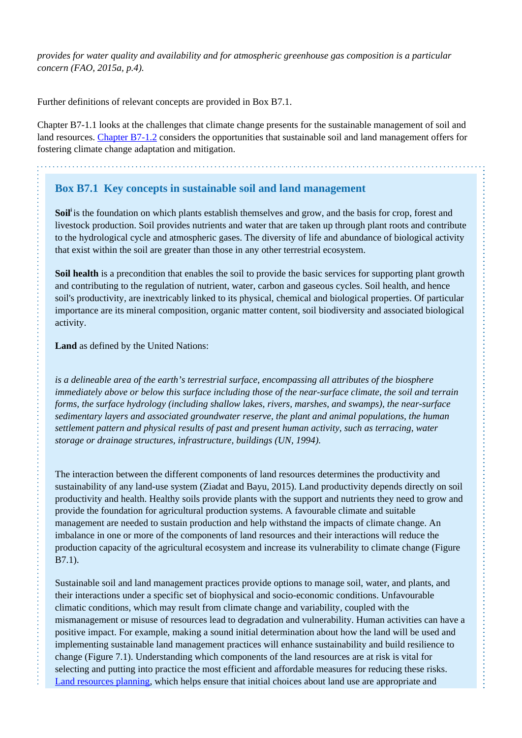*provides for water quality and availability and for atmospheric greenhouse gas composition is a particular concern (FAO, 2015a, p.4).*

Further definitions of relevant concepts are provided in Box B7.1.

Chapter B7-1.1 looks at the challenges that climate change presents for the sustainable management of soil and land resources. Chapter B7-1.2 considers the opportunities that sustainable soil and land management offers for fostering climate change adaptation and mitigation.

### Box B7.1 Key concepts in sustainable soil and land management

**Soil**[i] is the foundation on which plants establish themselves and grow, and the basis for crop, forest and livestock production. Soil provides nutrients and water that are taken up through plant roots and contribute to the hydrological cycle and atmospheric gases. The diversity of life and abundance of biological activity that exist within the soil are greater than those in any other terrestrial ecosystem.

**Soil health** is a precondition that enables the soil to provide the basic services for supporting plant growth and contributing to the regulation of nutrient, water, carbon and gaseous cycles. Soil health, and hence soil's productivity, are inextricably linked to its physical, chemical and biological properties. Of particular importance are its mineral composition, organic matter content, soil biodiversity and associated biological activity.

**Land** as defined by the United Nations:

*is a delineable area of the earth's terrestrial surface, encompassing all attributes of the biosphere immediately above or below this surface including those of the near-surface climate, the soil and terrain forms, the surface hydrology (including shallow lakes, rivers, marshes, and swamps), the near-surface sedimentary layers and associated groundwater reserve, the plant and animal populations, the human settlement pattern and physical results of past and present human activity, such as terracing, water storage or drainage structures, infrastructure, buildings (UN, 1994).*

The interaction between the different components of land resources determines the productivity and sustainability of any land-use system (Ziadat and Bayu, 2015). Land productivity depends directly on soil productivity and health. Healthy soils provide plants with the support and nutrients they need to grow and provide the foundation for agricultural production systems. A favourable climate and suitable management are needed to sustain production and help withstand the impacts of climate change. An imbalance in one or more of the components of land resources and their interactions will reduce the production capacity of the agricultural ecosystem and increase its vulnerability to climate change (Figure B7.1).

Sustainable soil and land management practices provide options to manage soil, water, and plants, and their interactions under a specific set of biophysical and socio-economic conditions. Unfavourable climatic conditions, which may result from climate change and variability, coupled with the mismanagement or misuse of resources lead to degradation and vulnerability. Human activities can have a positive impact. For example, making a sound initial determination about how the land will be used and implementing sustainable land management practices will enhance sustainability and build resilience to change (Figure 7.1). Understanding which components of the land resources are at risk is vital for selecting and putting into practice the most efficient and affordable measures for reducing these risks. Land resources planning, which helps ensure that initial choices about land use are appropriate and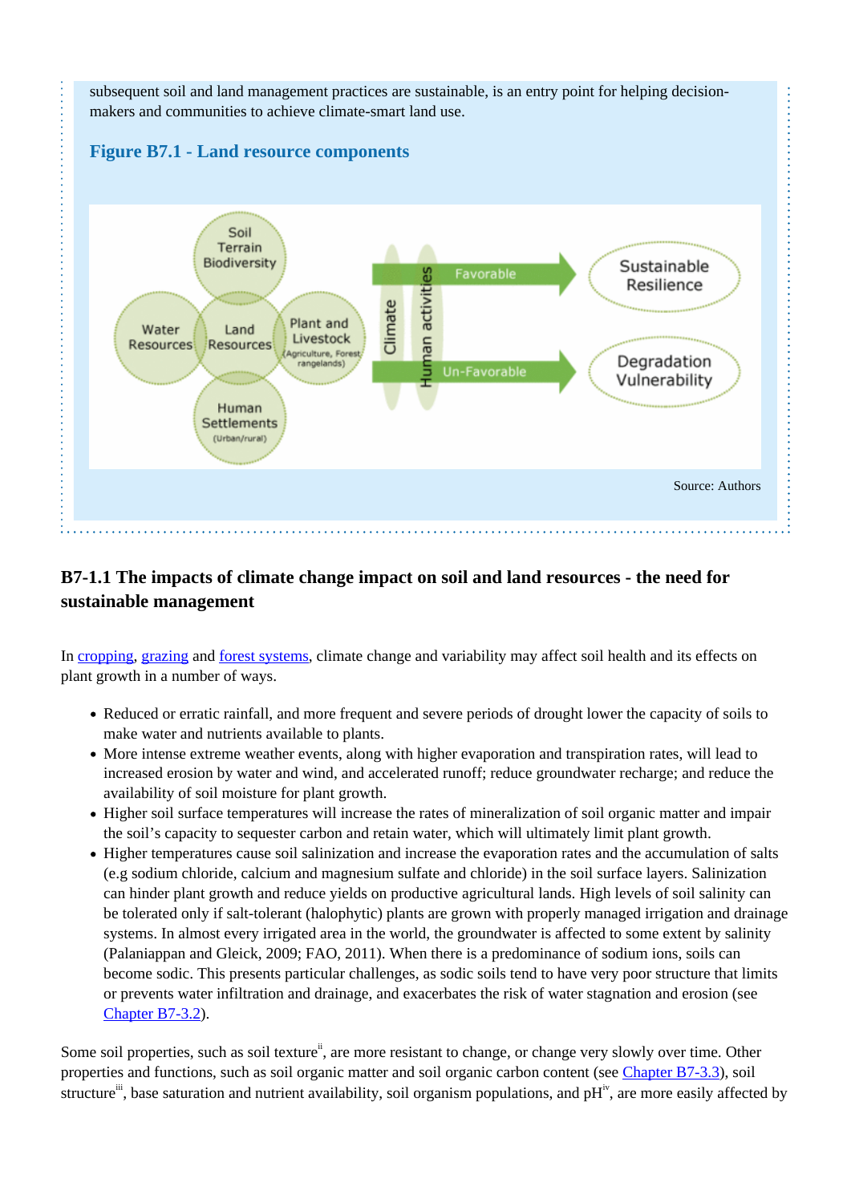subsequent soil and land management practices are sustainable, is an entry point for helping decision-makers and communities to achieve climate-smart land use.

**Figure B7.1 - Land resource components**

Source: Authors

## B7-1.1 The impacts of climate change impact on soil and land resources - the need for sustainable management

In cropping, grazing and forest systems, climate change and variability may affect soil health and its effects on plant growth in a number of ways.

- Reduced or erratic rainfall, and more frequent and severe periods of drought lower the capacity of soils to make water and nutrients available to plants.
- More intense extreme weather events, along with higher evaporation and transpiration rates, will lead to increased erosion by water and wind, and accelerated runoff; reduce groundwater recharge; and reduce the availability of soil moisture for plant growth.
- Higher soil surface temperatures will increase the rates of mineralization of soil organic matter and impair the soil's capacity to sequester carbon and retain water, which will ultimately limit plant growth.
- Higher temperatures cause soil salinization and increase the evaporation rates and the accumulation of salts (e.g sodium chloride, calcium and magnesium sulfate and chloride) in the soil surface layers. Salinization can hinder plant growth and reduce yields on productive agricultural lands. High levels of soil salinity can be tolerated only if salt-tolerant (halophytic) plants are grown with properly managed irrigation and drainage systems. In almost every irrigated area in the world, the groundwater is affected to some extent by salinity (Palaniappan and Gleick, 2009; FAO, 2011). When there is a predominance of sodium ions, soils can become sodic. This presents particular challenges, as sodic soils tend to have very poor structure that limits or prevents water infiltration and drainage, and exacerbates the risk of water stagnation and erosion (see Chapter B7-3.2).

Some soil properties, such as soil texture[ii], are more resistant to change, or change very slowly over time. Other properties and functions, such as soil organic matter and soil organic carbon content (see Chapter B7-3.3), soil structure[iii], base saturation and nutrient availability, soil organism populations, and pH[iv], are more easily affected by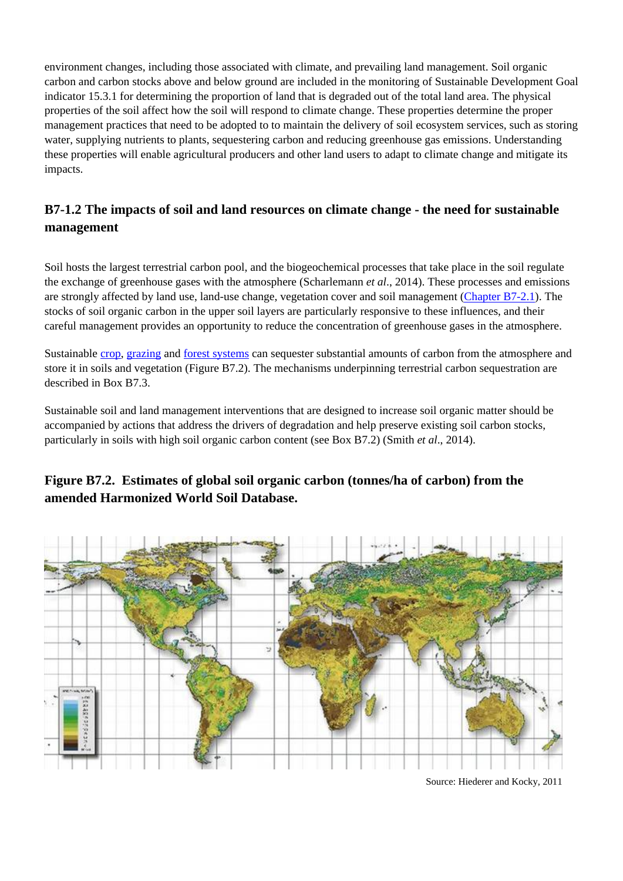environment changes, including those associated with climate, and prevailing land management. Soil organic carbon and carbon stocks above and below ground are included in the monitoring of Sustainable Development Goal indicator 15.3.1 for determining the proportion of land that is degraded out of the total land area. The physical properties of the soil affect how the soil will respond to climate change. These properties determine the proper management practices that need to be adopted to to maintain the delivery of soil ecosystem services, such as storing water, supplying nutrients to plants, sequestering carbon and reducing greenhouse gas emissions. Understanding these properties will enable agricultural producers and other land users to adapt to climate change and mitigate its impacts.

### B7-1.2 The impacts of soil and land resources on climate change - the need for sustainable management

Soil hosts the largest terrestrial carbon pool, and the biogeochemical processes that take place in the soil regulate the exchange of greenhouse gases with the atmosphere (Scharlemann *et al*., 2014). These processes and emissions are strongly affected by land use, land-use change, vegetation cover and soil management (Chapter B7-2.1). The stocks of soil organic carbon in the upper soil layers are particularly responsive to these influences, and their careful management provides an opportunity to reduce the concentration of greenhouse gases in the atmosphere.

Sustainable crop, grazing and forest systems can sequester substantial amounts of carbon from the atmosphere and store it in soils and vegetation (Figure B7.2). The mechanisms underpinning terrestrial carbon sequestration are described in Box B7.3.

Sustainable soil and land management interventions that are designed to increase soil organic matter should be accompanied by actions that address the drivers of degradation and help preserve existing soil carbon stocks, particularly in soils with high soil organic carbon content (see Box B7.2) (Smith *et al*., 2014).

**Figure B7.2. Estimates of global soil organic carbon (tonnes/ha of carbon) from the amended Harmonized World Soil Database.**

Source: Hiederer and Kocky, 2011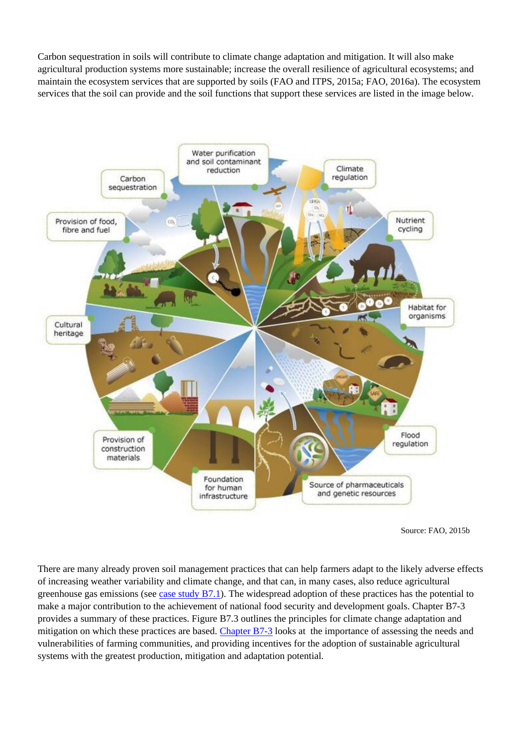Carbon sequestration in soils will contribute to climate change adaptation and mitigation. It will also make agricultural production systems more sustainable; increase the overall resilience of agricultural ecosystems; and maintain the ecosystem services that are supported by soils (FAO and ITPS, 2015a; FAO, 2016a). The ecosystem services that the soil can provide and the soil functions that support these services are listed in the image below.

Source: FAO, 2015b

There are many already proven soil management practices that can help farmers adapt to the likely adverse effects of increasing weather variability and climate change, and that can, in many cases, also reduce agricultural greenhouse gas emissions (see case study B7.1). The widespread adoption of these practices has the potential to make a major contribution to the achievement of national food security and development goals. Chapter B7-3 provides a summary of these practices. Figure B7.3 outlines the principles for climate change adaptation and mitigation on which these practices are based. Chapter B7-3 looks at the importance of assessing the needs and vulnerabilities of farming communities, and providing incentives for the adoption of sustainable agricultural systems with the greatest production, mitigation and adaptation potential.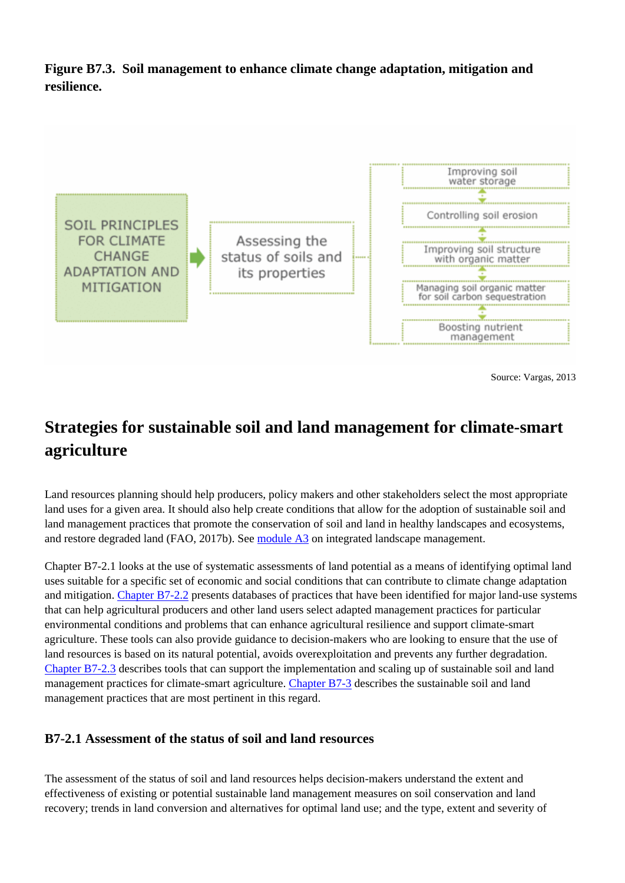**Figure B7.3. Soil management to enhance climate change adaptation, mitigation and resilience.**

SOIL PRINCIPLES FOR CLIMATE CHANGE ADAPTATION AND MITIGATION → Assessing the status of soils and its properties

- Improving soil water storage
- Controlling soil erosion
- Improving soil structure with organic matter
- Managing soil organic matter for soil carbon sequestration
- Boosting nutrient management

Source: Vargas, 2013

## Strategies for sustainable soil and land management for climate-smart agriculture

Land resources planning should help producers, policy makers and other stakeholders select the most appropriate land uses for a given area. It should also help create conditions that allow for the adoption of sustainable soil and land management practices that promote the conservation of soil and land in healthy landscapes and ecosystems, and restore degraded land (FAO, 2017b). See module A3 on integrated landscape management.

Chapter B7-2.1 looks at the use of systematic assessments of land potential as a means of identifying optimal land uses suitable for a specific set of economic and social conditions that can contribute to climate change adaptation and mitigation. Chapter B7-2.2 presents databases of practices that have been identified for major land-use systems that can help agricultural producers and other land users select adapted management practices for particular environmental conditions and problems that can enhance agricultural resilience and support climate-smart agriculture. These tools can also provide guidance to decision-makers who are looking to ensure that the use of land resources is based on its natural potential, avoids overexploitation and prevents any further degradation. Chapter B7-2.3 describes tools that can support the implementation and scaling up of sustainable soil and land management practices for climate-smart agriculture. Chapter B7-3 describes the sustainable soil and land management practices that are most pertinent in this regard.

### B7-2.1 Assessment of the status of soil and land resources

The assessment of the status of soil and land resources helps decision-makers understand the extent and effectiveness of existing or potential sustainable land management measures on soil conservation and land recovery; trends in land conversion and alternatives for optimal land use; and the type, extent and severity of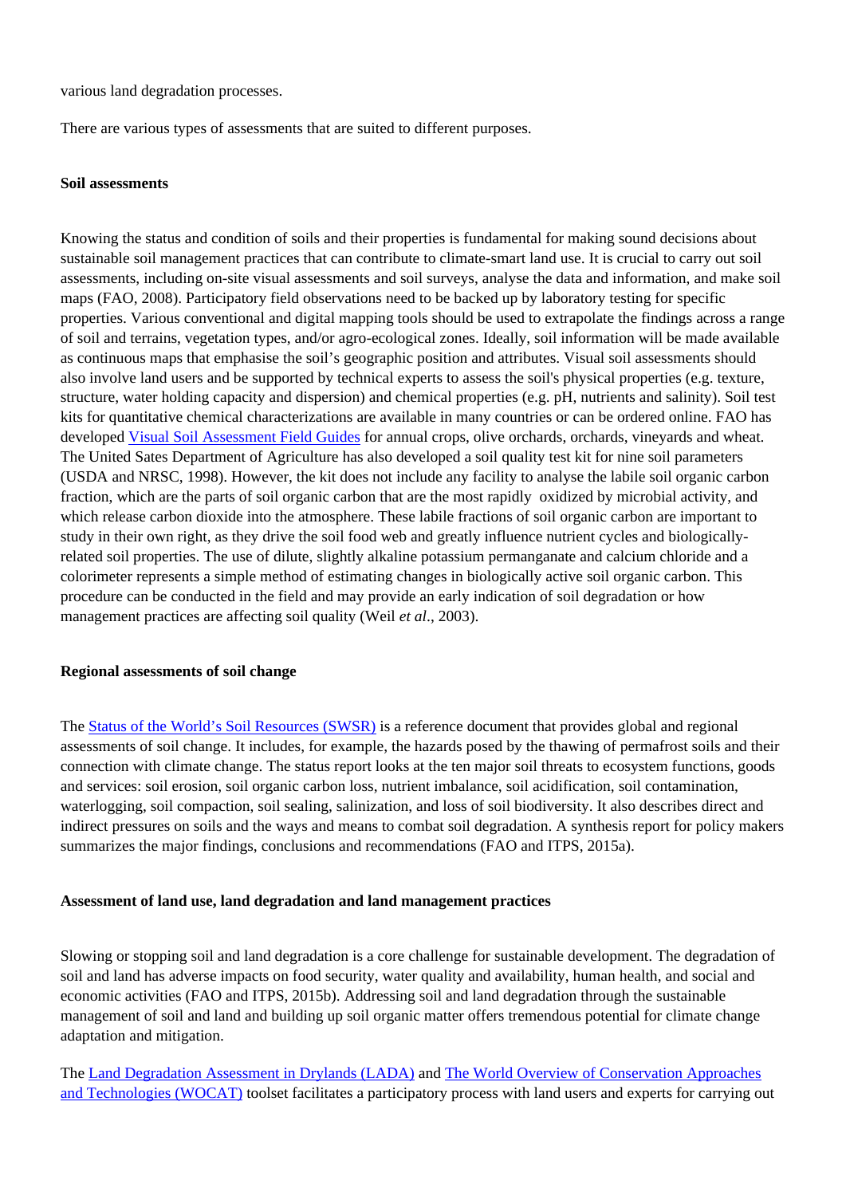various land degradation processes.

There are various types of assessments that are suited to different purposes.

**Soil assessments**

Knowing the status and condition of soils and their properties is fundamental for making sound decisions about sustainable soil management practices that can contribute to climate-smart land use. It is crucial to carry out soil assessments, including on-site visual assessments and soil surveys, analyse the data and information, and make soil maps (FAO, 2008). Participatory field observations need to be backed up by laboratory testing for specific properties. Various conventional and digital mapping tools should be used to extrapolate the findings across a range of soil and terrains, vegetation types, and/or agro-ecological zones. Ideally, soil information will be made available as continuous maps that emphasise the soil's geographic position and attributes. Visual soil assessments should also involve land users and be supported by technical experts to assess the soil's physical properties (e.g. texture, structure, water holding capacity and dispersion) and chemical properties (e.g. pH, nutrients and salinity). Soil test kits for quantitative chemical characterizations are available in many countries or can be ordered online. FAO has developed [Visual Soil Assessment Field Guides] for annual crops, olive orchards, orchards, vineyards and wheat. The United Sates Department of Agriculture has also developed a soil quality test kit for nine soil parameters (USDA and NRSC, 1998). However, the kit does not include any facility to analyse the labile soil organic carbon fraction, which are the parts of soil organic carbon that are the most rapidly oxidized by microbial activity, and which release carbon dioxide into the atmosphere. These labile fractions of soil organic carbon are important to study in their own right, as they drive the soil food web and greatly influence nutrient cycles and biologically-related soil properties. The use of dilute, slightly alkaline potassium permanganate and calcium chloride and a colorimeter represents a simple method of estimating changes in biologically active soil organic carbon. This procedure can be conducted in the field and may provide an early indication of soil degradation or how management practices are affecting soil quality (Weil *et al*., 2003).

**Regional assessments of soil change**

The [Status of the World's Soil Resources (SWSR)] is a reference document that provides global and regional assessments of soil change. It includes, for example, the hazards posed by the thawing of permafrost soils and their connection with climate change. The status report looks at the ten major soil threats to ecosystem functions, goods and services: soil erosion, soil organic carbon loss, nutrient imbalance, soil acidification, soil contamination, waterlogging, soil compaction, soil sealing, salinization, and loss of soil biodiversity. It also describes direct and indirect pressures on soils and the ways and means to combat soil degradation. A synthesis report for policy makers summarizes the major findings, conclusions and recommendations (FAO and ITPS, 2015a).

**Assessment of land use, land degradation and land management practices**

Slowing or stopping soil and land degradation is a core challenge for sustainable development. The degradation of soil and land has adverse impacts on food security, water quality and availability, human health, and social and economic activities (FAO and ITPS, 2015b). Addressing soil and land degradation through the sustainable management of soil and land and building up soil organic matter offers tremendous potential for climate change adaptation and mitigation.

The [Land Degradation Assessment in Drylands (LADA)] and [The World Overview of Conservation Approaches and Technologies (WOCAT)] toolset facilitates a participatory process with land users and experts for carrying out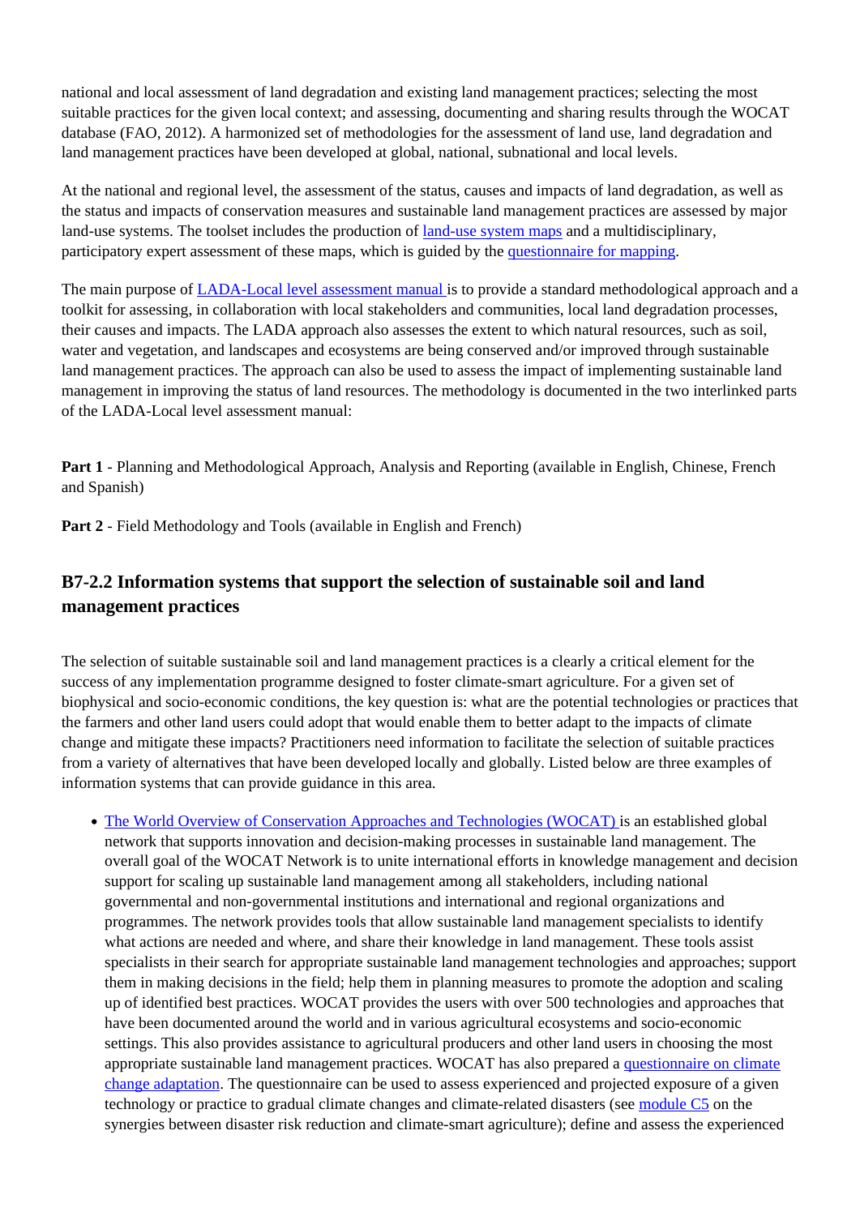national and local assessment of land degradation and existing land management practices; selecting the most suitable practices for the given local context; and assessing, documenting and sharing results through the WOCAT database (FAO, 2012). A harmonized set of methodologies for the assessment of land use, land degradation and land management practices have been developed at global, national, subnational and local levels.

At the national and regional level, the assessment of the status, causes and impacts of land degradation, as well as the status and impacts of conservation measures and sustainable land management practices are assessed by major land-use systems. The toolset includes the production of land-use system maps and a multidisciplinary, participatory expert assessment of these maps, which is guided by the questionnaire for mapping.

The main purpose of LADA-Local level assessment manual is to provide a standard methodological approach and a toolkit for assessing, in collaboration with local stakeholders and communities, local land degradation processes, their causes and impacts. The LADA approach also assesses the extent to which natural resources, such as soil, water and vegetation, and landscapes and ecosystems are being conserved and/or improved through sustainable land management practices. The approach can also be used to assess the impact of implementing sustainable land management in improving the status of land resources. The methodology is documented in the two interlinked parts of the LADA-Local level assessment manual:

**Part 1** - Planning and Methodological Approach, Analysis and Reporting (available in English, Chinese, French and Spanish)

**Part 2** - Field Methodology and Tools (available in English and French)

### B7-2.2 Information systems that support the selection of sustainable soil and land management practices

The selection of suitable sustainable soil and land management practices is a clearly a critical element for the success of any implementation programme designed to foster climate-smart agriculture. For a given set of biophysical and socio-economic conditions, the key question is: what are the potential technologies or practices that the farmers and other land users could adopt that would enable them to better adapt to the impacts of climate change and mitigate these impacts? Practitioners need information to facilitate the selection of suitable practices from a variety of alternatives that have been developed locally and globally. Listed below are three examples of information systems that can provide guidance in this area.

- The World Overview of Conservation Approaches and Technologies (WOCAT) is an established global network that supports innovation and decision-making processes in sustainable land management. The overall goal of the WOCAT Network is to unite international efforts in knowledge management and decision support for scaling up sustainable land management among all stakeholders, including national governmental and non-governmental institutions and international and regional organizations and programmes. The network provides tools that allow sustainable land management specialists to identify what actions are needed and where, and share their knowledge in land management. These tools assist specialists in their search for appropriate sustainable land management technologies and approaches; support them in making decisions in the field; help them in planning measures to promote the adoption and scaling up of identified best practices. WOCAT provides the users with over 500 technologies and approaches that have been documented around the world and in various agricultural ecosystems and socio-economic settings. This also provides assistance to agricultural producers and other land users in choosing the most appropriate sustainable land management practices. WOCAT has also prepared a questionnaire on climate change adaptation. The questionnaire can be used to assess experienced and projected exposure of a given technology or practice to gradual climate changes and climate-related disasters (see module C5 on the synergies between disaster risk reduction and climate-smart agriculture); define and assess the experienced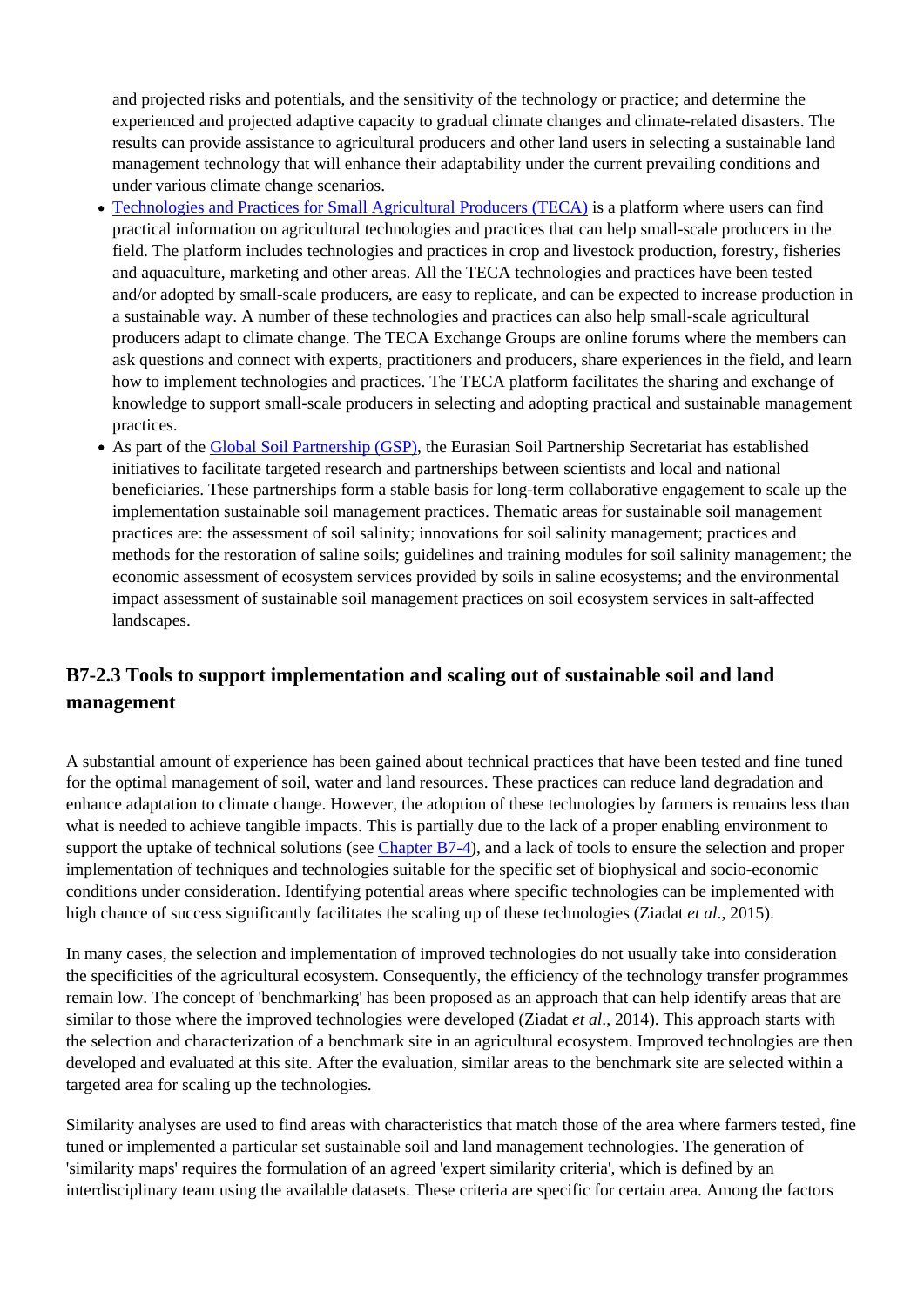and projected risks and potentials, and the sensitivity of the technology or practice; and determine the experienced and projected adaptive capacity to gradual climate changes and climate-related disasters. The results can provide assistance to agricultural producers and other land users in selecting a sustainable land management technology that will enhance their adaptability under the current prevailing conditions and under various climate change scenarios.

- Technologies and Practices for Small Agricultural Producers (TECA) is a platform where users can find practical information on agricultural technologies and practices that can help small-scale producers in the field. The platform includes technologies and practices in crop and livestock production, forestry, fisheries and aquaculture, marketing and other areas. All the TECA technologies and practices have been tested and/or adopted by small-scale producers, are easy to replicate, and can be expected to increase production in a sustainable way. A number of these technologies and practices can also help small-scale agricultural producers adapt to climate change. The TECA Exchange Groups are online forums where the members can ask questions and connect with experts, practitioners and producers, share experiences in the field, and learn how to implement technologies and practices. The TECA platform facilitates the sharing and exchange of knowledge to support small-scale producers in selecting and adopting practical and sustainable management practices.
- As part of the Global Soil Partnership (GSP), the Eurasian Soil Partnership Secretariat has established initiatives to facilitate targeted research and partnerships between scientists and local and national beneficiaries. These partnerships form a stable basis for long-term collaborative engagement to scale up the implementation sustainable soil management practices. Thematic areas for sustainable soil management practices are: the assessment of soil salinity; innovations for soil salinity management; practices and methods for the restoration of saline soils; guidelines and training modules for soil salinity management; the economic assessment of ecosystem services provided by soils in saline ecosystems; and the environmental impact assessment of sustainable soil management practices on soil ecosystem services in salt-affected landscapes.

## B7-2.3 Tools to support implementation and scaling out of sustainable soil and land management

A substantial amount of experience has been gained about technical practices that have been tested and fine tuned for the optimal management of soil, water and land resources. These practices can reduce land degradation and enhance adaptation to climate change. However, the adoption of these technologies by farmers is remains less than what is needed to achieve tangible impacts. This is partially due to the lack of a proper enabling environment to support the uptake of technical solutions (see Chapter B7-4), and a lack of tools to ensure the selection and proper implementation of techniques and technologies suitable for the specific set of biophysical and socio-economic conditions under consideration. Identifying potential areas where specific technologies can be implemented with high chance of success significantly facilitates the scaling up of these technologies (Ziadat *et al*., 2015).

In many cases, the selection and implementation of improved technologies do not usually take into consideration the specificities of the agricultural ecosystem. Consequently, the efficiency of the technology transfer programmes remain low. The concept of 'benchmarking' has been proposed as an approach that can help identify areas that are similar to those where the improved technologies were developed (Ziadat *et al*., 2014). This approach starts with the selection and characterization of a benchmark site in an agricultural ecosystem. Improved technologies are then developed and evaluated at this site. After the evaluation, similar areas to the benchmark site are selected within a targeted area for scaling up the technologies.

Similarity analyses are used to find areas with characteristics that match those of the area where farmers tested, fine tuned or implemented a particular set sustainable soil and land management technologies. The generation of 'similarity maps' requires the formulation of an agreed 'expert similarity criteria', which is defined by an interdisciplinary team using the available datasets. These criteria are specific for certain area. Among the factors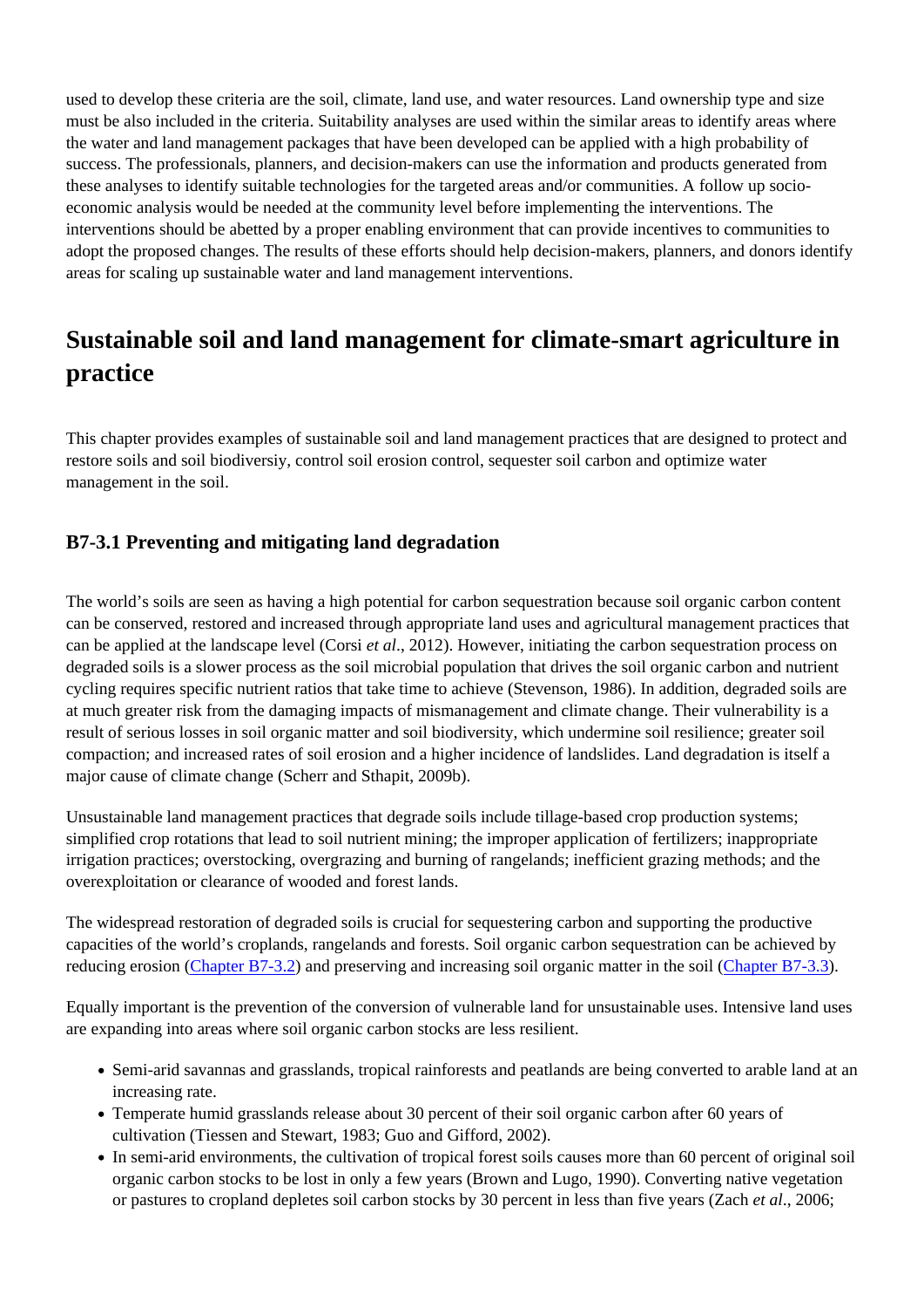used to develop these criteria are the soil, climate, land use, and water resources. Land ownership type and size must be also included in the criteria. Suitability analyses are used within the similar areas to identify areas where the water and land management packages that have been developed can be applied with a high probability of success. The professionals, planners, and decision-makers can use the information and products generated from these analyses to identify suitable technologies for the targeted areas and/or communities. A follow up socio-economic analysis would be needed at the community level before implementing the interventions. The interventions should be abetted by a proper enabling environment that can provide incentives to communities to adopt the proposed changes. The results of these efforts should help decision-makers, planners, and donors identify areas for scaling up sustainable water and land management interventions.

## Sustainable soil and land management for climate-smart agriculture in practice

This chapter provides examples of sustainable soil and land management practices that are designed to protect and restore soils and soil biodiversiy, control soil erosion control, sequester soil carbon and optimize water management in the soil.

### B7-3.1 Preventing and mitigating land degradation

The world's soils are seen as having a high potential for carbon sequestration because soil organic carbon content can be conserved, restored and increased through appropriate land uses and agricultural management practices that can be applied at the landscape level (Corsi *et al*., 2012). However, initiating the carbon sequestration process on degraded soils is a slower process as the soil microbial population that drives the soil organic carbon and nutrient cycling requires specific nutrient ratios that take time to achieve (Stevenson, 1986). In addition, degraded soils are at much greater risk from the damaging impacts of mismanagement and climate change. Their vulnerability is a result of serious losses in soil organic matter and soil biodiversity, which undermine soil resilience; greater soil compaction; and increased rates of soil erosion and a higher incidence of landslides. Land degradation is itself a major cause of climate change (Scherr and Sthapit, 2009b).

Unsustainable land management practices that degrade soils include tillage-based crop production systems; simplified crop rotations that lead to soil nutrient mining; the improper application of fertilizers; inappropriate irrigation practices; overstocking, overgrazing and burning of rangelands; inefficient grazing methods; and the overexploitation or clearance of wooded and forest lands.

The widespread restoration of degraded soils is crucial for sequestering carbon and supporting the productive capacities of the world's croplands, rangelands and forests. Soil organic carbon sequestration can be achieved by reducing erosion (Chapter B7-3.2) and preserving and increasing soil organic matter in the soil (Chapter B7-3.3).

Equally important is the prevention of the conversion of vulnerable land for unsustainable uses. Intensive land uses are expanding into areas where soil organic carbon stocks are less resilient.

- Semi-arid savannas and grasslands, tropical rainforests and peatlands are being converted to arable land at an increasing rate.
- Temperate humid grasslands release about 30 percent of their soil organic carbon after 60 years of cultivation (Tiessen and Stewart, 1983; Guo and Gifford, 2002).
- In semi-arid environments, the cultivation of tropical forest soils causes more than 60 percent of original soil organic carbon stocks to be lost in only a few years (Brown and Lugo, 1990). Converting native vegetation or pastures to cropland depletes soil carbon stocks by 30 percent in less than five years (Zach *et al*., 2006;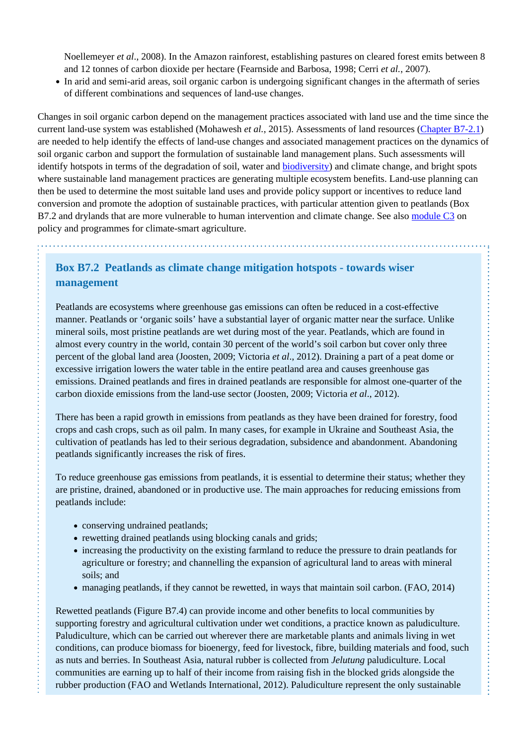Noellemeyer *et al*., 2008). In the Amazon rainforest, establishing pastures on cleared forest emits between 8 and 12 tonnes of carbon dioxide per hectare (Fearnside and Barbosa, 1998; Cerri *et al.*, 2007).

- In arid and semi-arid areas, soil organic carbon is undergoing significant changes in the aftermath of series of different combinations and sequences of land-use changes.

Changes in soil organic carbon depend on the management practices associated with land use and the time since the current land-use system was established (Mohawesh *et al.*, 2015). Assessments of land resources (Chapter B7-2.1) are needed to help identify the effects of land-use changes and associated management practices on the dynamics of soil organic carbon and support the formulation of sustainable land management plans. Such assessments will identify hotspots in terms of the degradation of soil, water and biodiversity) and climate change, and bright spots where sustainable land management practices are generating multiple ecosystem benefits. Land-use planning can then be used to determine the most suitable land uses and provide policy support or incentives to reduce land conversion and promote the adoption of sustainable practices, with particular attention given to peatlands (Box B7.2 and drylands that are more vulnerable to human intervention and climate change. See also module C3 on policy and programmes for climate-smart agriculture.

### Box B7.2 Peatlands as climate change mitigation hotspots - towards wiser management

Peatlands are ecosystems where greenhouse gas emissions can often be reduced in a cost-effective manner. Peatlands or 'organic soils' have a substantial layer of organic matter near the surface. Unlike mineral soils, most pristine peatlands are wet during most of the year. Peatlands, which are found in almost every country in the world, contain 30 percent of the world's soil carbon but cover only three percent of the global land area (Joosten, 2009; Victoria *et al*., 2012). Draining a part of a peat dome or excessive irrigation lowers the water table in the entire peatland area and causes greenhouse gas emissions. Drained peatlands and fires in drained peatlands are responsible for almost one-quarter of the carbon dioxide emissions from the land-use sector (Joosten, 2009; Victoria *et al*., 2012).

There has been a rapid growth in emissions from peatlands as they have been drained for forestry, food crops and cash crops, such as oil palm. In many cases, for example in Ukraine and Southeast Asia, the cultivation of peatlands has led to their serious degradation, subsidence and abandonment. Abandoning peatlands significantly increases the risk of fires.

To reduce greenhouse gas emissions from peatlands, it is essential to determine their status; whether they are pristine, drained, abandoned or in productive use. The main approaches for reducing emissions from peatlands include:

- conserving undrained peatlands;
- rewetting drained peatlands using blocking canals and grids;
- increasing the productivity on the existing farmland to reduce the pressure to drain peatlands for agriculture or forestry; and channelling the expansion of agricultural land to areas with mineral soils; and
- managing peatlands, if they cannot be rewetted, in ways that maintain soil carbon. (FAO, 2014)

Rewetted peatlands (Figure B7.4) can provide income and other benefits to local communities by supporting forestry and agricultural cultivation under wet conditions, a practice known as paludiculture. Paludiculture, which can be carried out wherever there are marketable plants and animals living in wet conditions, can produce biomass for bioenergy, feed for livestock, fibre, building materials and food, such as nuts and berries. In Southeast Asia, natural rubber is collected from *Jelutung* paludiculture. Local communities are earning up to half of their income from raising fish in the blocked grids alongside the rubber production (FAO and Wetlands International, 2012). Paludiculture represent the only sustainable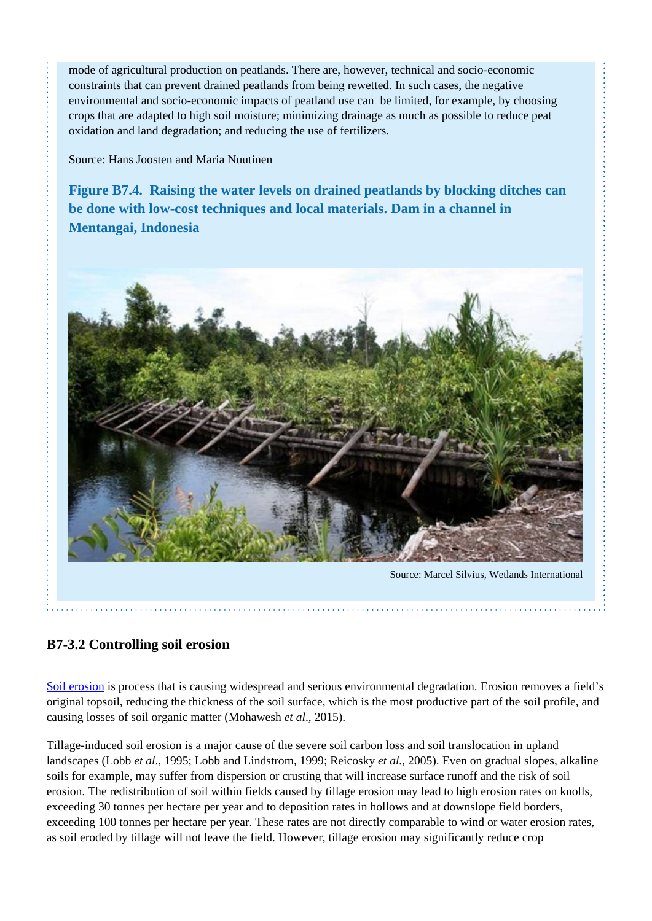mode of agricultural production on peatlands. There are, however, technical and socio-economic constraints that can prevent drained peatlands from being rewetted. In such cases, the negative environmental and socio-economic impacts of peatland use can be limited, for example, by choosing crops that are adapted to high soil moisture; minimizing drainage as much as possible to reduce peat oxidation and land degradation; and reducing the use of fertilizers.

Source: Hans Joosten and Maria Nuutinen

**Figure B7.4. Raising the water levels on drained peatlands by blocking ditches can be done with low-cost techniques and local materials. Dam in a channel in Mentangai, Indonesia**

Source: Marcel Silvius, Wetlands International

### B7-3.2 Controlling soil erosion

Soil erosion is process that is causing widespread and serious environmental degradation. Erosion removes a field's original topsoil, reducing the thickness of the soil surface, which is the most productive part of the soil profile, and causing losses of soil organic matter (Mohawesh *et al*., 2015).

Tillage-induced soil erosion is a major cause of the severe soil carbon loss and soil translocation in upland landscapes (Lobb *et al*., 1995; Lobb and Lindstrom, 1999; Reicosky *et al.*, 2005). Even on gradual slopes, alkaline soils for example, may suffer from dispersion or crusting that will increase surface runoff and the risk of soil erosion. The redistribution of soil within fields caused by tillage erosion may lead to high erosion rates on knolls, exceeding 30 tonnes per hectare per year and to deposition rates in hollows and at downslope field borders, exceeding 100 tonnes per hectare per year. These rates are not directly comparable to wind or water erosion rates, as soil eroded by tillage will not leave the field. However, tillage erosion may significantly reduce crop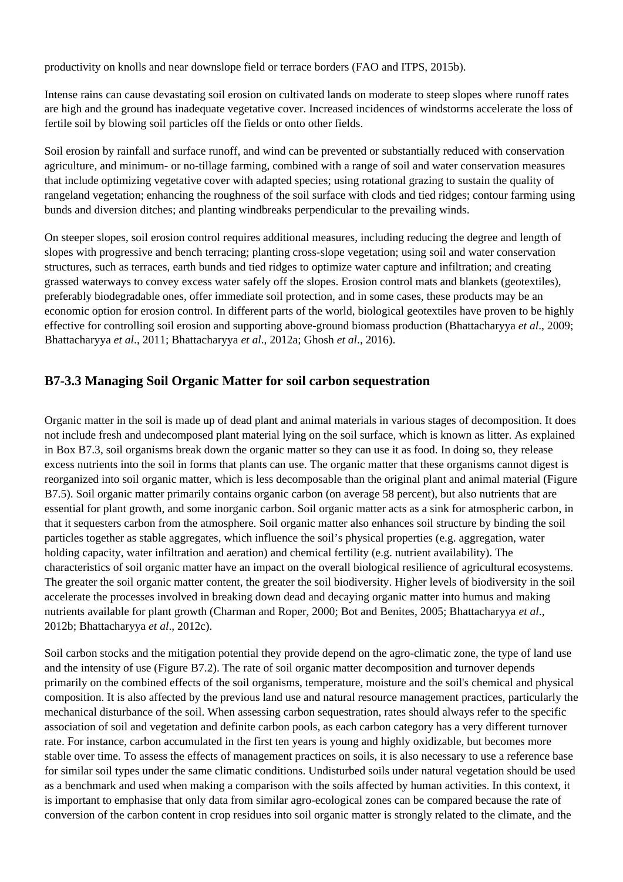productivity on knolls and near downslope field or terrace borders (FAO and ITPS, 2015b).

Intense rains can cause devastating soil erosion on cultivated lands on moderate to steep slopes where runoff rates are high and the ground has inadequate vegetative cover. Increased incidences of windstorms accelerate the loss of fertile soil by blowing soil particles off the fields or onto other fields.

Soil erosion by rainfall and surface runoff, and wind can be prevented or substantially reduced with conservation agriculture, and minimum- or no-tillage farming, combined with a range of soil and water conservation measures that include optimizing vegetative cover with adapted species; using rotational grazing to sustain the quality of rangeland vegetation; enhancing the roughness of the soil surface with clods and tied ridges; contour farming using bunds and diversion ditches; and planting windbreaks perpendicular to the prevailing winds.

On steeper slopes, soil erosion control requires additional measures, including reducing the degree and length of slopes with progressive and bench terracing; planting cross-slope vegetation; using soil and water conservation structures, such as terraces, earth bunds and tied ridges to optimize water capture and infiltration; and creating grassed waterways to convey excess water safely off the slopes. Erosion control mats and blankets (geotextiles), preferably biodegradable ones, offer immediate soil protection, and in some cases, these products may be an economic option for erosion control. In different parts of the world, biological geotextiles have proven to be highly effective for controlling soil erosion and supporting above-ground biomass production (Bhattacharyya *et al*., 2009; Bhattacharyya *et al*., 2011; Bhattacharyya *et al*., 2012a; Ghosh *et al*., 2016).

## B7-3.3 Managing Soil Organic Matter for soil carbon sequestration

Organic matter in the soil is made up of dead plant and animal materials in various stages of decomposition. It does not include fresh and undecomposed plant material lying on the soil surface, which is known as litter. As explained in Box B7.3, soil organisms break down the organic matter so they can use it as food. In doing so, they release excess nutrients into the soil in forms that plants can use. The organic matter that these organisms cannot digest is reorganized into soil organic matter, which is less decomposable than the original plant and animal material (Figure B7.5). Soil organic matter primarily contains organic carbon (on average 58 percent), but also nutrients that are essential for plant growth, and some inorganic carbon. Soil organic matter acts as a sink for atmospheric carbon, in that it sequesters carbon from the atmosphere. Soil organic matter also enhances soil structure by binding the soil particles together as stable aggregates, which influence the soil's physical properties (e.g. aggregation, water holding capacity, water infiltration and aeration) and chemical fertility (e.g. nutrient availability). The characteristics of soil organic matter have an impact on the overall biological resilience of agricultural ecosystems. The greater the soil organic matter content, the greater the soil biodiversity. Higher levels of biodiversity in the soil accelerate the processes involved in breaking down dead and decaying organic matter into humus and making nutrients available for plant growth (Charman and Roper, 2000; Bot and Benites, 2005; Bhattacharyya *et al*., 2012b; Bhattacharyya *et al*., 2012c).

Soil carbon stocks and the mitigation potential they provide depend on the agro-climatic zone, the type of land use and the intensity of use (Figure B7.2). The rate of soil organic matter decomposition and turnover depends primarily on the combined effects of the soil organisms, temperature, moisture and the soil's chemical and physical composition. It is also affected by the previous land use and natural resource management practices, particularly the mechanical disturbance of the soil. When assessing carbon sequestration, rates should always refer to the specific association of soil and vegetation and definite carbon pools, as each carbon category has a very different turnover rate. For instance, carbon accumulated in the first ten years is young and highly oxidizable, but becomes more stable over time. To assess the effects of management practices on soils, it is also necessary to use a reference base for similar soil types under the same climatic conditions. Undisturbed soils under natural vegetation should be used as a benchmark and used when making a comparison with the soils affected by human activities. In this context, it is important to emphasise that only data from similar agro-ecological zones can be compared because the rate of conversion of the carbon content in crop residues into soil organic matter is strongly related to the climate, and the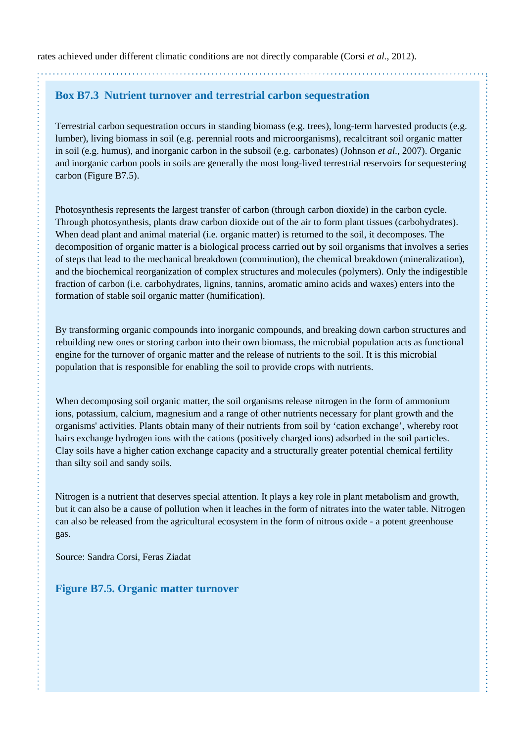rates achieved under different climatic conditions are not directly comparable (Corsi *et al*., 2012).

### Box B7.3 Nutrient turnover and terrestrial carbon sequestration

Terrestrial carbon sequestration occurs in standing biomass (e.g. trees), long-term harvested products (e.g. lumber), living biomass in soil (e.g. perennial roots and microorganisms), recalcitrant soil organic matter in soil (e.g. humus), and inorganic carbon in the subsoil (e.g. carbonates) (Johnson *et al*., 2007). Organic and inorganic carbon pools in soils are generally the most long-lived terrestrial reservoirs for sequestering carbon (Figure B7.5).

Photosynthesis represents the largest transfer of carbon (through carbon dioxide) in the carbon cycle. Through photosynthesis, plants draw carbon dioxide out of the air to form plant tissues (carbohydrates). When dead plant and animal material (i.e. organic matter) is returned to the soil, it decomposes. The decomposition of organic matter is a biological process carried out by soil organisms that involves a series of steps that lead to the mechanical breakdown (comminution), the chemical breakdown (mineralization), and the biochemical reorganization of complex structures and molecules (polymers). Only the indigestible fraction of carbon (i.e. carbohydrates, lignins, tannins, aromatic amino acids and waxes) enters into the formation of stable soil organic matter (humification).

By transforming organic compounds into inorganic compounds, and breaking down carbon structures and rebuilding new ones or storing carbon into their own biomass, the microbial population acts as functional engine for the turnover of organic matter and the release of nutrients to the soil. It is this microbial population that is responsible for enabling the soil to provide crops with nutrients.

When decomposing soil organic matter, the soil organisms release nitrogen in the form of ammonium ions, potassium, calcium, magnesium and a range of other nutrients necessary for plant growth and the organisms' activities. Plants obtain many of their nutrients from soil by ‘cation exchange’, whereby root hairs exchange hydrogen ions with the cations (positively charged ions) adsorbed in the soil particles. Clay soils have a higher cation exchange capacity and a structurally greater potential chemical fertility than silty soil and sandy soils.

Nitrogen is a nutrient that deserves special attention. It plays a key role in plant metabolism and growth, but it can also be a cause of pollution when it leaches in the form of nitrates into the water table. Nitrogen can also be released from the agricultural ecosystem in the form of nitrous oxide - a potent greenhouse gas.

Source: Sandra Corsi, Feras Ziadat

**Figure B7.5. Organic matter turnover**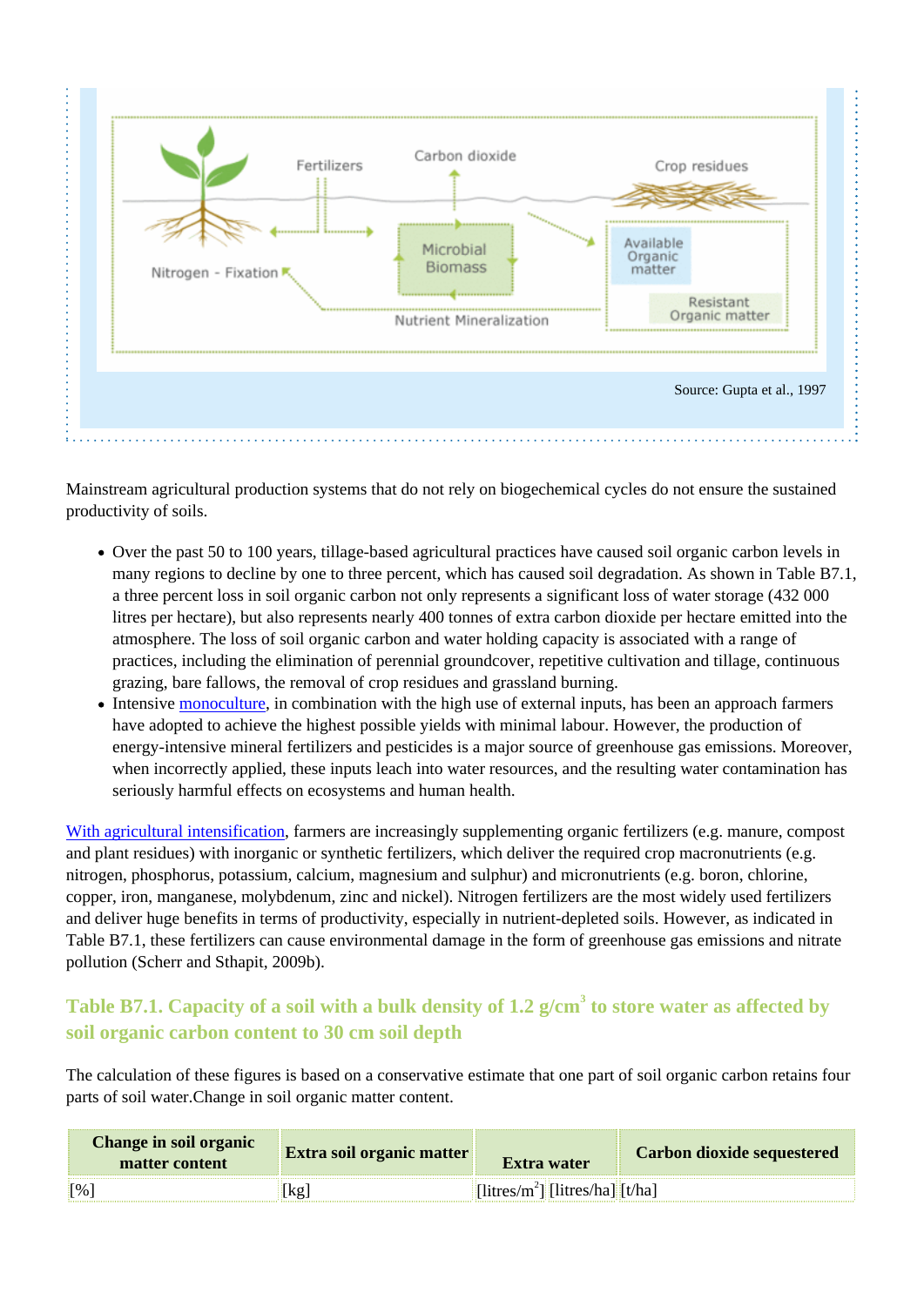Source: Gupta et al., 1997

Mainstream agricultural production systems that do not rely on biogechemical cycles do not ensure the sustained productivity of soils.

- Over the past 50 to 100 years, tillage-based agricultural practices have caused soil organic carbon levels in many regions to decline by one to three percent, which has caused soil degradation. As shown in Table B7.1, a three percent loss in soil organic carbon not only represents a significant loss of water storage (432 000 litres per hectare), but also represents nearly 400 tonnes of extra carbon dioxide per hectare emitted into the atmosphere. The loss of soil organic carbon and water holding capacity is associated with a range of practices, including the elimination of perennial groundcover, repetitive cultivation and tillage, continuous grazing, bare fallows, the removal of crop residues and grassland burning.
- Intensive monoculture, in combination with the high use of external inputs, has been an approach farmers have adopted to achieve the highest possible yields with minimal labour. However, the production of energy-intensive mineral fertilizers and pesticides is a major source of greenhouse gas emissions. Moreover, when incorrectly applied, these inputs leach into water resources, and the resulting water contamination has seriously harmful effects on ecosystems and human health.

With agricultural intensification, farmers are increasingly supplementing organic fertilizers (e.g. manure, compost and plant residues) with inorganic or synthetic fertilizers, which deliver the required crop macronutrients (e.g. nitrogen, phosphorus, potassium, calcium, magnesium and sulphur) and micronutrients (e.g. boron, chlorine, copper, iron, manganese, molybdenum, zinc and nickel). Nitrogen fertilizers are the most widely used fertilizers and deliver huge benefits in terms of productivity, especially in nutrient-depleted soils. However, as indicated in Table B7.1, these fertilizers can cause environmental damage in the form of greenhouse gas emissions and nitrate pollution (Scherr and Sthapit, 2009b).

### Table B7.1. Capacity of a soil with a bulk density of 1.2 g/cm$^3$ to store water as affected by soil organic carbon content to 30 cm soil depth

The calculation of these figures is based on a conservative estimate that one part of soil organic carbon retains four parts of soil water.Change in soil organic matter content.

| Change in soil organic matter content | Extra soil organic matter | Extra water | | Carbon dioxide sequestered |
|---|---|---|---|---|
| [%] | [kg] | [litres/m$^2$] | [litres/ha] | [t/ha] |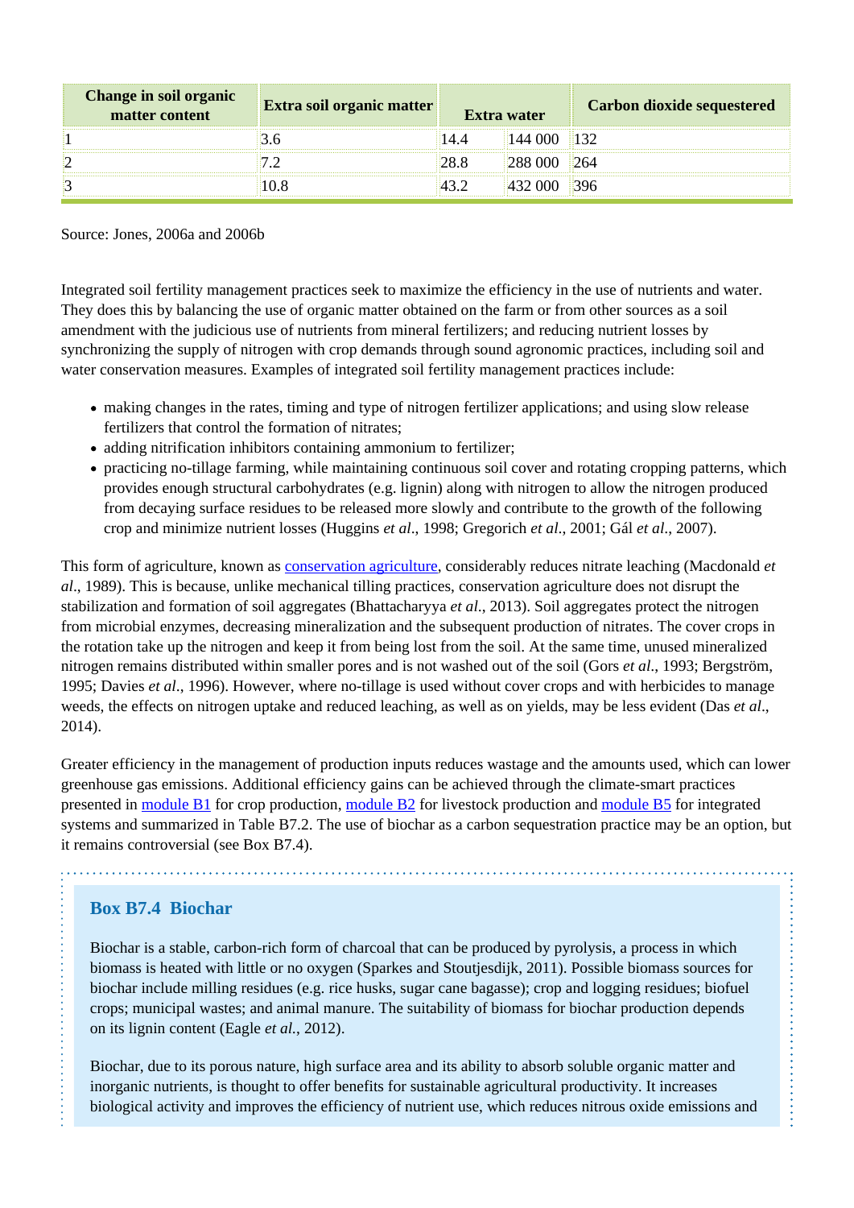| Change in soil organic matter content | Extra soil organic matter | Extra water | | Carbon dioxide sequestered |
|---|---|---|---|---|
| 1 | 3.6 | 14.4 | 144 000 | 132 |
| 2 | 7.2 | 28.8 | 288 000 | 264 |
| 3 | 10.8 | 43.2 | 432 000 | 396 |

Source: Jones, 2006a and 2006b

Integrated soil fertility management practices seek to maximize the efficiency in the use of nutrients and water. They does this by balancing the use of organic matter obtained on the farm or from other sources as a soil amendment with the judicious use of nutrients from mineral fertilizers; and reducing nutrient losses by synchronizing the supply of nitrogen with crop demands through sound agronomic practices, including soil and water conservation measures. Examples of integrated soil fertility management practices include:

- making changes in the rates, timing and type of nitrogen fertilizer applications; and using slow release fertilizers that control the formation of nitrates;
- adding nitrification inhibitors containing ammonium to fertilizer;
- practicing no-tillage farming, while maintaining continuous soil cover and rotating cropping patterns, which provides enough structural carbohydrates (e.g. lignin) along with nitrogen to allow the nitrogen produced from decaying surface residues to be released more slowly and contribute to the growth of the following crop and minimize nutrient losses (Huggins *et al*., 1998; Gregorich *et al*., 2001; Gál *et al*., 2007).

This form of agriculture, known as conservation agriculture, considerably reduces nitrate leaching (Macdonald *et al*., 1989). This is because, unlike mechanical tilling practices, conservation agriculture does not disrupt the stabilization and formation of soil aggregates (Bhattacharyya *et al.*, 2013). Soil aggregates protect the nitrogen from microbial enzymes, decreasing mineralization and the subsequent production of nitrates. The cover crops in the rotation take up the nitrogen and keep it from being lost from the soil. At the same time, unused mineralized nitrogen remains distributed within smaller pores and is not washed out of the soil (Gors *et al*., 1993; Bergström, 1995; Davies *et al*., 1996). However, where no-tillage is used without cover crops and with herbicides to manage weeds, the effects on nitrogen uptake and reduced leaching, as well as on yields, may be less evident (Das *et al*., 2014).

Greater efficiency in the management of production inputs reduces wastage and the amounts used, which can lower greenhouse gas emissions. Additional efficiency gains can be achieved through the climate-smart practices presented in module B1 for crop production, module B2 for livestock production and module B5 for integrated systems and summarized in Table B7.2. The use of biochar as a carbon sequestration practice may be an option, but it remains controversial (see Box B7.4).

### Box B7.4 Biochar

Biochar is a stable, carbon-rich form of charcoal that can be produced by pyrolysis, a process in which biomass is heated with little or no oxygen (Sparkes and Stoutjesdijk, 2011). Possible biomass sources for biochar include milling residues (e.g. rice husks, sugar cane bagasse); crop and logging residues; biofuel crops; municipal wastes; and animal manure. The suitability of biomass for biochar production depends on its lignin content (Eagle *et al.*, 2012).

Biochar, due to its porous nature, high surface area and its ability to absorb soluble organic matter and inorganic nutrients, is thought to offer benefits for sustainable agricultural productivity. It increases biological activity and improves the efficiency of nutrient use, which reduces nitrous oxide emissions and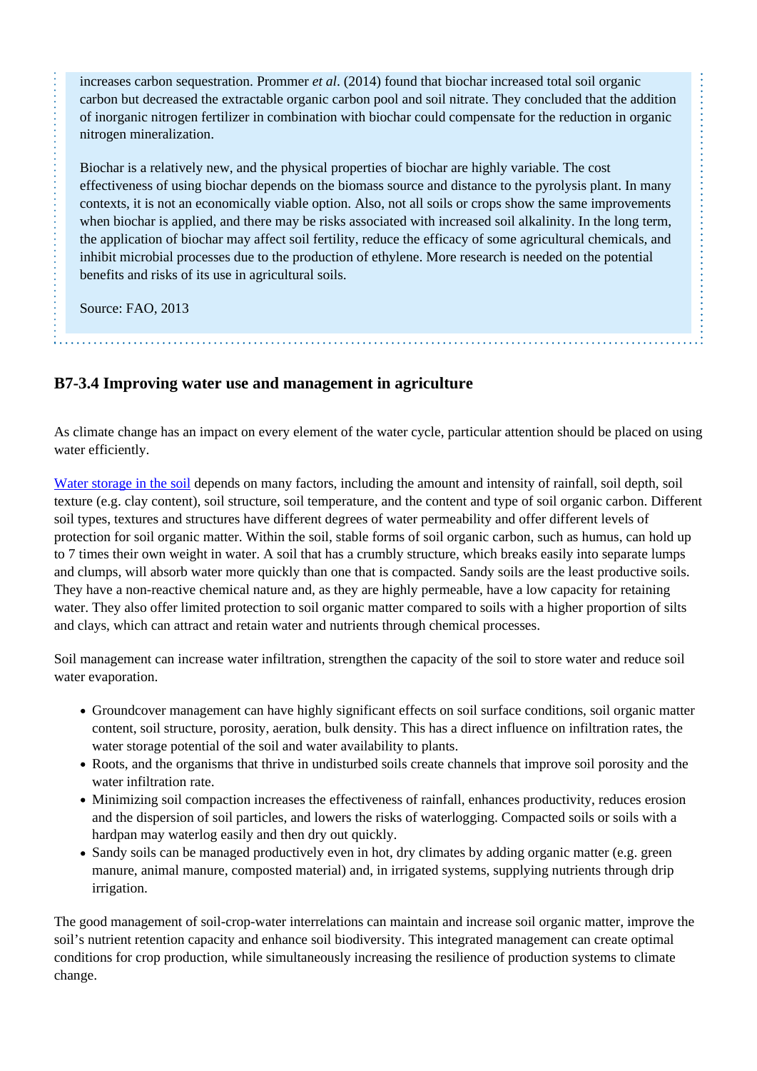increases carbon sequestration. Prommer *et al*. (2014) found that biochar increased total soil organic carbon but decreased the extractable organic carbon pool and soil nitrate. They concluded that the addition of inorganic nitrogen fertilizer in combination with biochar could compensate for the reduction in organic nitrogen mineralization.

Biochar is a relatively new, and the physical properties of biochar are highly variable. The cost effectiveness of using biochar depends on the biomass source and distance to the pyrolysis plant. In many contexts, it is not an economically viable option. Also, not all soils or crops show the same improvements when biochar is applied, and there may be risks associated with increased soil alkalinity. In the long term, the application of biochar may affect soil fertility, reduce the efficacy of some agricultural chemicals, and inhibit microbial processes due to the production of ethylene. More research is needed on the potential benefits and risks of its use in agricultural soils.

Source: FAO, 2013

### B7-3.4 Improving water use and management in agriculture

As climate change has an impact on every element of the water cycle, particular attention should be placed on using water efficiently.

Water storage in the soil depends on many factors, including the amount and intensity of rainfall, soil depth, soil texture (e.g. clay content), soil structure, soil temperature, and the content and type of soil organic carbon. Different soil types, textures and structures have different degrees of water permeability and offer different levels of protection for soil organic matter. Within the soil, stable forms of soil organic carbon, such as humus, can hold up to 7 times their own weight in water. A soil that has a crumbly structure, which breaks easily into separate lumps and clumps, will absorb water more quickly than one that is compacted. Sandy soils are the least productive soils. They have a non-reactive chemical nature and, as they are highly permeable, have a low capacity for retaining water. They also offer limited protection to soil organic matter compared to soils with a higher proportion of silts and clays, which can attract and retain water and nutrients through chemical processes.

Soil management can increase water infiltration, strengthen the capacity of the soil to store water and reduce soil water evaporation.

- Groundcover management can have highly significant effects on soil surface conditions, soil organic matter content, soil structure, porosity, aeration, bulk density. This has a direct influence on infiltration rates, the water storage potential of the soil and water availability to plants.
- Roots, and the organisms that thrive in undisturbed soils create channels that improve soil porosity and the water infiltration rate.
- Minimizing soil compaction increases the effectiveness of rainfall, enhances productivity, reduces erosion and the dispersion of soil particles, and lowers the risks of waterlogging. Compacted soils or soils with a hardpan may waterlog easily and then dry out quickly.
- Sandy soils can be managed productively even in hot, dry climates by adding organic matter (e.g. green manure, animal manure, composted material) and, in irrigated systems, supplying nutrients through drip irrigation.

The good management of soil-crop-water interrelations can maintain and increase soil organic matter, improve the soil's nutrient retention capacity and enhance soil biodiversity. This integrated management can create optimal conditions for crop production, while simultaneously increasing the resilience of production systems to climate change.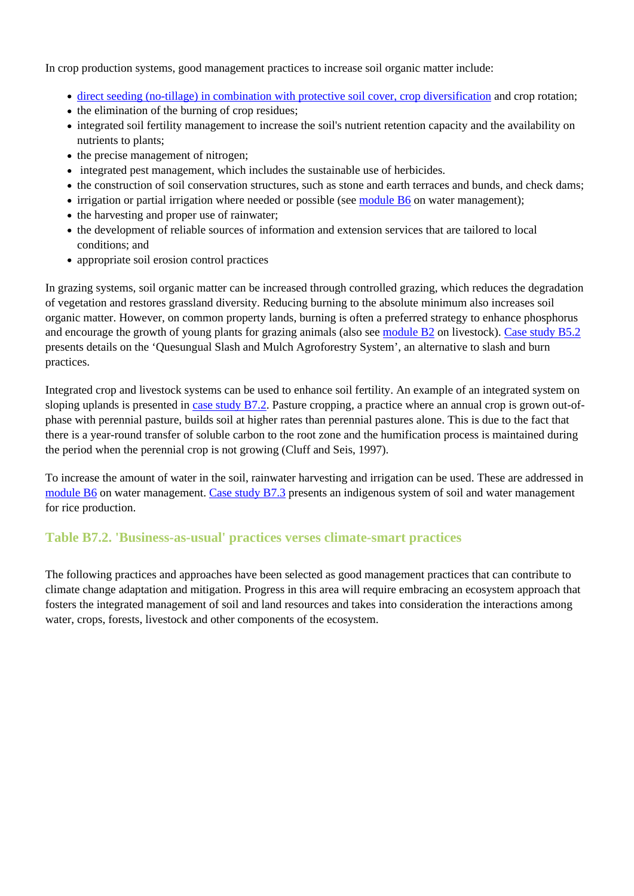In crop production systems, good management practices to increase soil organic matter include:

- direct seeding (no-tillage) in combination with protective soil cover, crop diversification and crop rotation;
- the elimination of the burning of crop residues;
- integrated soil fertility management to increase the soil's nutrient retention capacity and the availability on nutrients to plants;
- the precise management of nitrogen;
- integrated pest management, which includes the sustainable use of herbicides.
- the construction of soil conservation structures, such as stone and earth terraces and bunds, and check dams;
- irrigation or partial irrigation where needed or possible (see module B6 on water management);
- the harvesting and proper use of rainwater;
- the development of reliable sources of information and extension services that are tailored to local conditions; and
- appropriate soil erosion control practices

In grazing systems, soil organic matter can be increased through controlled grazing, which reduces the degradation of vegetation and restores grassland diversity. Reducing burning to the absolute minimum also increases soil organic matter. However, on common property lands, burning is often a preferred strategy to enhance phosphorus and encourage the growth of young plants for grazing animals (also see module B2 on livestock). Case study B5.2 presents details on the 'Quesungual Slash and Mulch Agroforestry System', an alternative to slash and burn practices.

Integrated crop and livestock systems can be used to enhance soil fertility. An example of an integrated system on sloping uplands is presented in case study B7.2. Pasture cropping, a practice where an annual crop is grown out-of-phase with perennial pasture, builds soil at higher rates than perennial pastures alone. This is due to the fact that there is a year-round transfer of soluble carbon to the root zone and the humification process is maintained during the period when the perennial crop is not growing (Cluff and Seis, 1997).

To increase the amount of water in the soil, rainwater harvesting and irrigation can be used. These are addressed in module B6 on water management. Case study B7.3 presents an indigenous system of soil and water management for rice production.

### Table B7.2. 'Business-as-usual' practices verses climate-smart practices

The following practices and approaches have been selected as good management practices that can contribute to climate change adaptation and mitigation. Progress in this area will require embracing an ecosystem approach that fosters the integrated management of soil and land resources and takes into consideration the interactions among water, crops, forests, livestock and other components of the ecosystem.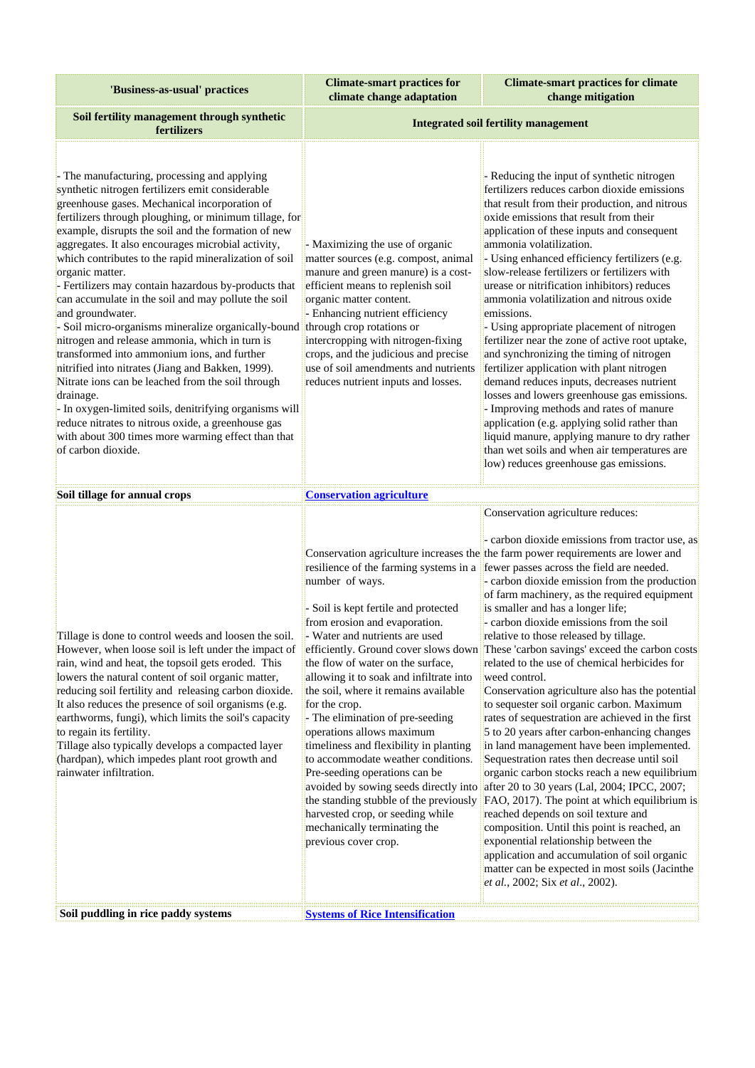| 'Business-as-usual' practices | Climate-smart practices for climate change adaptation | Climate-smart practices for climate change mitigation |
|---|---|---|
| **Soil fertility management through synthetic fertilizers** | **Integrated soil fertility management** | |
| - The manufacturing, processing and applying synthetic nitrogen fertilizers emit considerable greenhouse gases. Mechanical incorporation of fertilizers through ploughing, or minimum tillage, for example, disrupts the soil and the formation of new aggregates. It also encourages microbial activity, which contributes to the rapid mineralization of soil organic matter.<br>- Fertilizers may contain hazardous by-products that can accumulate in the soil and may pollute the soil and groundwater.<br>- Soil micro-organisms mineralize organically-bound nitrogen and release ammonia, which in turn is transformed into ammonium ions, and further nitrified into nitrates (Jiang and Bakken, 1999). Nitrate ions can be leached from the soil through drainage.<br>- In oxygen-limited soils, denitrifying organisms will reduce nitrates to nitrous oxide, a greenhouse gas with about 300 times more warming effect than that of carbon dioxide. | - Maximizing the use of organic matter sources (e.g. compost, animal manure and green manure) is a cost-efficient means to replenish soil organic matter content.<br>- Enhancing nutrient efficiency through crop rotations or intercropping with nitrogen-fixing crops, and the judicious and precise use of soil amendments and nutrients reduces nutrient inputs and losses. | - Reducing the input of synthetic nitrogen fertilizers reduces carbon dioxide emissions that result from their production, and nitrous oxide emissions that result from their application of these inputs and consequent ammonia volatilization.<br>- Using enhanced efficiency fertilizers (e.g. slow-release fertilizers or fertilizers with urease or nitrification inhibitors) reduces ammonia volatilization and nitrous oxide emissions.<br>- Using appropriate placement of nitrogen fertilizer near the zone of active root uptake, and synchronizing the timing of nitrogen fertilizer application with plant nitrogen demand reduces inputs, decreases nutrient losses and lowers greenhouse gas emissions.<br>- Improving methods and rates of manure application (e.g. applying solid rather than liquid manure, applying manure to dry rather than wet soils and when air temperatures are low) reduces greenhouse gas emissions. |
| **Soil tillage for annual crops** | **Conservation agriculture** | |
| Tillage is done to control weeds and loosen the soil. However, when loose soil is left under the impact of rain, wind and heat, the topsoil gets eroded. This lowers the natural content of soil organic matter, reducing soil fertility and releasing carbon dioxide. It also reduces the presence of soil organisms (e.g. earthworms, fungi), which limits the soil's capacity to regain its fertility.<br>Tillage also typically develops a compacted layer (hardpan), which impedes plant root growth and rainwater infiltration. | Conservation agriculture increases the resilience of the farming systems in a number of ways.<br><br>- Soil is kept fertile and protected from erosion and evaporation.<br>- Water and nutrients are used efficiently. Ground cover slows down the flow of water on the surface, allowing it to soak and infiltrate into the soil, where it remains available for the crop.<br>- The elimination of pre-seeding operations allows maximum timeliness and flexibility in planting to accommodate weather conditions. Pre-seeding operations can be avoided by sowing seeds directly into the standing stubble of the previously harvested crop, or seeding while mechanically terminating the previous cover crop. | Conservation agriculture reduces:<br><br>- carbon dioxide emissions from tractor use, as the farm power requirements are lower and fewer passes across the field are needed.<br>- carbon dioxide emission from the production of farm machinery, as the required equipment is smaller and has a longer life;<br>- carbon dioxide emissions from the soil relative to those released by tillage.<br>These 'carbon savings' exceed the carbon costs related to the use of chemical herbicides for weed control.<br>Conservation agriculture also has the potential to sequester soil organic carbon. Maximum rates of sequestration are achieved in the first 5 to 20 years after carbon-enhancing changes in land management have been implemented. Sequestration rates then decrease until soil organic carbon stocks reach a new equilibrium after 20 to 30 years (Lal, 2004; IPCC, 2007; FAO, 2017). The point at which equilibrium is reached depends on soil texture and composition. Until this point is reached, an exponential relationship between the application and accumulation of soil organic matter can be expected in most soils (Jacinthe *et al.*, 2002; Six *et al.*, 2002). |
| **Soil puddling in rice paddy systems** | **Systems of Rice Intensification** | |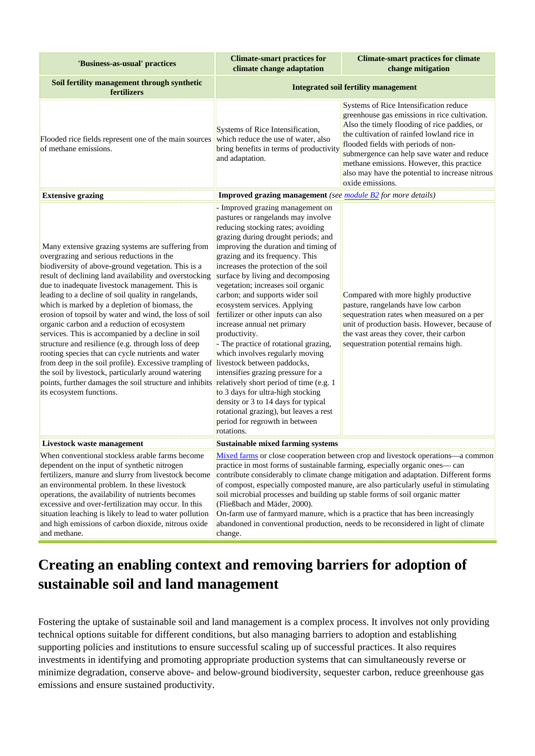| 'Business-as-usual' practices | Climate-smart practices for climate change adaptation | Climate-smart practices for climate change mitigation |
|---|---|---|
| **Soil fertility management through synthetic fertilizers** | **Integrated soil fertility management** | |
| Flooded rice fields represent one of the main sources of methane emissions. | Systems of Rice Intensification, which reduce the use of water, also bring benefits in terms of productivity and adaptation. | Systems of Rice Intensification reduce greenhouse gas emissions in rice cultivation. Also the timely flooding of rice paddies, or the cultivation of rainfed lowland rice in flooded fields with periods of non-submergence can help save water and reduce methane emissions. However, this practice also may have the potential to increase nitrous oxide emissions. |
| **Extensive grazing** | **Improved grazing management** *(see module B2 for more details)* | |
| Many extensive grazing systems are suffering from overgrazing and serious reductions in the biodiversity of above-ground vegetation. This is a result of declining land availability and overstocking due to inadequate livestock management. This is leading to a decline of soil quality in rangelands, which is marked by a depletion of biomass, the erosion of topsoil by water and wind, the loss of soil organic carbon and a reduction of ecosystem services. This is accompanied by a decline in soil structure and resilience (e.g. through loss of deep rooting species that can cycle nutrients and water from deep in the soil profile). Excessive trampling of the soil by livestock, particularly around watering points, further damages the soil structure and inhibits its ecosystem functions. | - Improved grazing management on pastures or rangelands may involve reducing stocking rates; avoiding grazing during drought periods; and improving the duration and timing of grazing and its frequency. This increases the protection of the soil surface by living and decomposing vegetation; increases soil organic carbon; and supports wider soil ecosystem services. Applying fertilizer or other inputs can also increase annual net primary productivity.<br>- The practice of rotational grazing, which involves regularly moving livestock between paddocks, intensifies grazing pressure for a relatively short period of time (e.g. 1 to 3 days for ultra-high stocking density or 3 to 14 days for typical rotational grazing), but leaves a rest period for regrowth in between rotations. | Compared with more highly productive pasture, rangelands have low carbon sequestration rates when measured on a per unit of production basis. However, because of the vast areas they cover, their carbon sequestration potential remains high. |
| **Livestock waste management** | **Sustainable mixed farming systems** | |
| When conventional stockless arable farms become dependent on the input of synthetic nitrogen fertilizers, manure and slurry from livestock become an environmental problem. In these livestock operations, the availability of nutrients becomes excessive and over-fertilization may occur. In this situation leaching is likely to lead to water pollution and high emissions of carbon dioxide, nitrous oxide and methane. | Mixed farms or close cooperation between crop and livestock operations—a common practice in most forms of sustainable farming, especially organic ones— can contribute considerably to climate change mitigation and adaptation. Different forms of compost, especially composted manure, are also particularly useful in stimulating soil microbial processes and building up stable forms of soil organic matter (Fließbach and Mäder, 2000).<br>On-farm use of farmyard manure, which is a practice that has been increasingly abandoned in conventional production, needs to be reconsidered in light of climate change. | |

## Creating an enabling context and removing barriers for adoption of sustainable soil and land management

Fostering the uptake of sustainable soil and land management is a complex process. It involves not only providing technical options suitable for different conditions, but also managing barriers to adoption and establishing supporting policies and institutions to ensure successful scaling up of successful practices. It also requires investments in identifying and promoting appropriate production systems that can simultaneously reverse or minimize degradation, conserve above- and below-ground biodiversity, sequester carbon, reduce greenhouse gas emissions and ensure sustained productivity.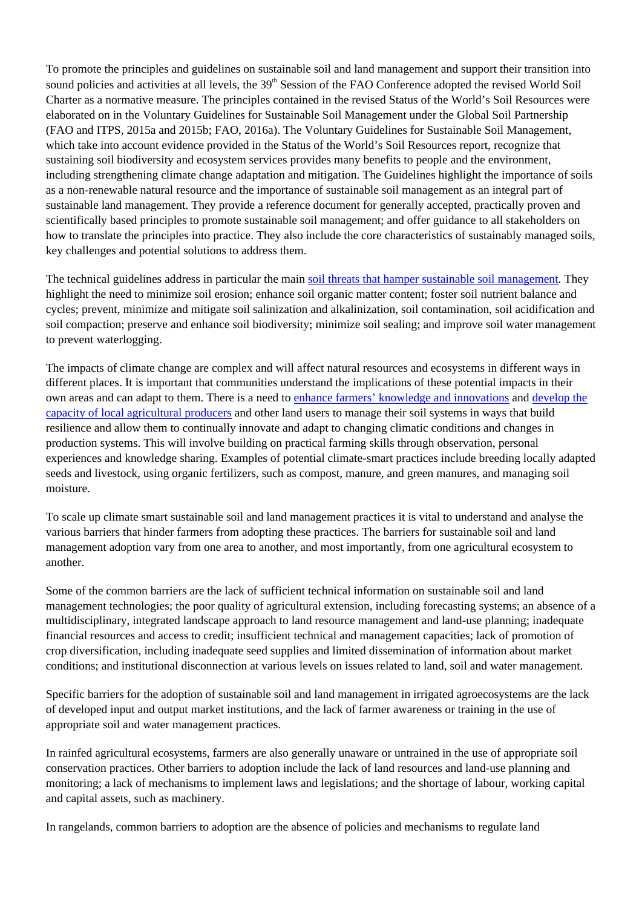To promote the principles and guidelines on sustainable soil and land management and support their transition into sound policies and activities at all levels, the 39th Session of the FAO Conference adopted the revised World Soil Charter as a normative measure. The principles contained in the revised Status of the World's Soil Resources were elaborated on in the Voluntary Guidelines for Sustainable Soil Management under the Global Soil Partnership (FAO and ITPS, 2015a and 2015b; FAO, 2016a). The Voluntary Guidelines for Sustainable Soil Management, which take into account evidence provided in the Status of the World's Soil Resources report, recognize that sustaining soil biodiversity and ecosystem services provides many benefits to people and the environment, including strengthening climate change adaptation and mitigation. The Guidelines highlight the importance of soils as a non-renewable natural resource and the importance of sustainable soil management as an integral part of sustainable land management. They provide a reference document for generally accepted, practically proven and scientifically based principles to promote sustainable soil management; and offer guidance to all stakeholders on how to translate the principles into practice. They also include the core characteristics of sustainably managed soils, key challenges and potential solutions to address them.

The technical guidelines address in particular the main soil threats that hamper sustainable soil management. They highlight the need to minimize soil erosion; enhance soil organic matter content; foster soil nutrient balance and cycles; prevent, minimize and mitigate soil salinization and alkalinization, soil contamination, soil acidification and soil compaction; preserve and enhance soil biodiversity; minimize soil sealing; and improve soil water management to prevent waterlogging.

The impacts of climate change are complex and will affect natural resources and ecosystems in different ways in different places. It is important that communities understand the implications of these potential impacts in their own areas and can adapt to them. There is a need to enhance farmers' knowledge and innovations and develop the capacity of local agricultural producers and other land users to manage their soil systems in ways that build resilience and allow them to continually innovate and adapt to changing climatic conditions and changes in production systems. This will involve building on practical farming skills through observation, personal experiences and knowledge sharing. Examples of potential climate-smart practices include breeding locally adapted seeds and livestock, using organic fertilizers, such as compost, manure, and green manures, and managing soil moisture.

To scale up climate smart sustainable soil and land management practices it is vital to understand and analyse the various barriers that hinder farmers from adopting these practices. The barriers for sustainable soil and land management adoption vary from one area to another, and most importantly, from one agricultural ecosystem to another.

Some of the common barriers are the lack of sufficient technical information on sustainable soil and land management technologies; the poor quality of agricultural extension, including forecasting systems; an absence of a multidisciplinary, integrated landscape approach to land resource management and land-use planning; inadequate financial resources and access to credit; insufficient technical and management capacities; lack of promotion of crop diversification, including inadequate seed supplies and limited dissemination of information about market conditions; and institutional disconnection at various levels on issues related to land, soil and water management.

Specific barriers for the adoption of sustainable soil and land management in irrigated agroecosystems are the lack of developed input and output market institutions, and the lack of farmer awareness or training in the use of appropriate soil and water management practices.

In rainfed agricultural ecosystems, farmers are also generally unaware or untrained in the use of appropriate soil conservation practices. Other barriers to adoption include the lack of land resources and land-use planning and monitoring; a lack of mechanisms to implement laws and legislations; and the shortage of labour, working capital and capital assets, such as machinery.

In rangelands, common barriers to adoption are the absence of policies and mechanisms to regulate land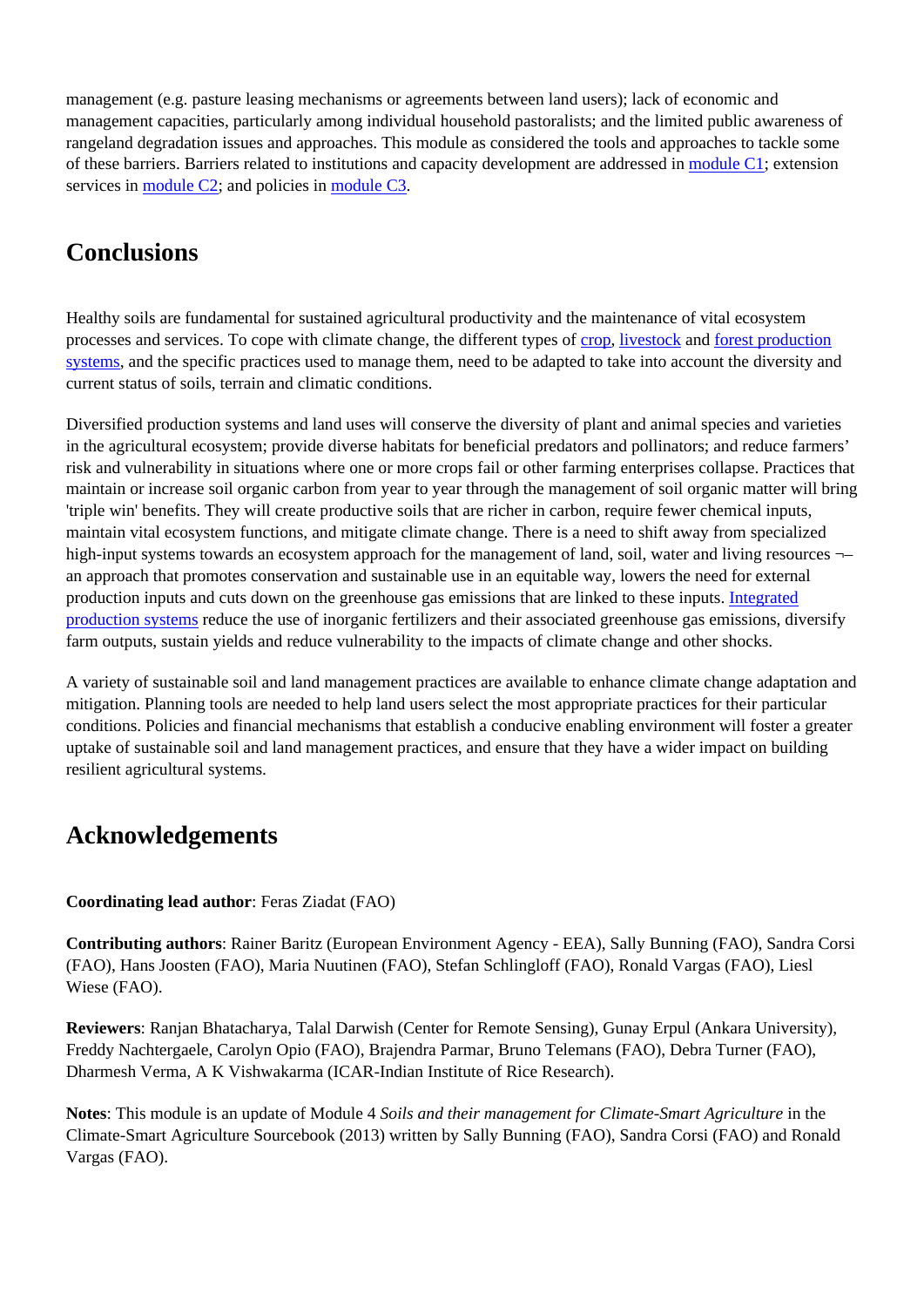management (e.g. pasture leasing mechanisms or agreements between land users); lack of economic and management capacities, particularly among individual household pastoralists; and the limited public awareness of rangeland degradation issues and approaches. This module as considered the tools and approaches to tackle some of these barriers. Barriers related to institutions and capacity development are addressed in module C1; extension services in module C2; and policies in module C3.

## Conclusions

Healthy soils are fundamental for sustained agricultural productivity and the maintenance of vital ecosystem processes and services. To cope with climate change, the different types of crop, livestock and forest production systems, and the specific practices used to manage them, need to be adapted to take into account the diversity and current status of soils, terrain and climatic conditions.

Diversified production systems and land uses will conserve the diversity of plant and animal species and varieties in the agricultural ecosystem; provide diverse habitats for beneficial predators and pollinators; and reduce farmers' risk and vulnerability in situations where one or more crops fail or other farming enterprises collapse. Practices that maintain or increase soil organic carbon from year to year through the management of soil organic matter will bring 'triple win' benefits. They will create productive soils that are richer in carbon, require fewer chemical inputs, maintain vital ecosystem functions, and mitigate climate change. There is a need to shift away from specialized high-input systems towards an ecosystem approach for the management of land, soil, water and living resources ¬– an approach that promotes conservation and sustainable use in an equitable way, lowers the need for external production inputs and cuts down on the greenhouse gas emissions that are linked to these inputs. Integrated production systems reduce the use of inorganic fertilizers and their associated greenhouse gas emissions, diversify farm outputs, sustain yields and reduce vulnerability to the impacts of climate change and other shocks.

A variety of sustainable soil and land management practices are available to enhance climate change adaptation and mitigation. Planning tools are needed to help land users select the most appropriate practices for their particular conditions. Policies and financial mechanisms that establish a conducive enabling environment will foster a greater uptake of sustainable soil and land management practices, and ensure that they have a wider impact on building resilient agricultural systems.

## Acknowledgements

**Coordinating lead author**: Feras Ziadat (FAO)

**Contributing authors**: Rainer Baritz (European Environment Agency - EEA), Sally Bunning (FAO), Sandra Corsi (FAO), Hans Joosten (FAO), Maria Nuutinen (FAO), Stefan Schlingloff (FAO), Ronald Vargas (FAO), Liesl Wiese (FAO).

**Reviewers**: Ranjan Bhatacharya, Talal Darwish (Center for Remote Sensing), Gunay Erpul (Ankara University), Freddy Nachtergaele, Carolyn Opio (FAO), Brajendra Parmar, Bruno Telemans (FAO), Debra Turner (FAO), Dharmesh Verma, A K Vishwakarma (ICAR-Indian Institute of Rice Research).

**Notes**: This module is an update of Module 4 *Soils and their management for Climate-Smart Agriculture* in the Climate-Smart Agriculture Sourcebook (2013) written by Sally Bunning (FAO), Sandra Corsi (FAO) and Ronald Vargas (FAO).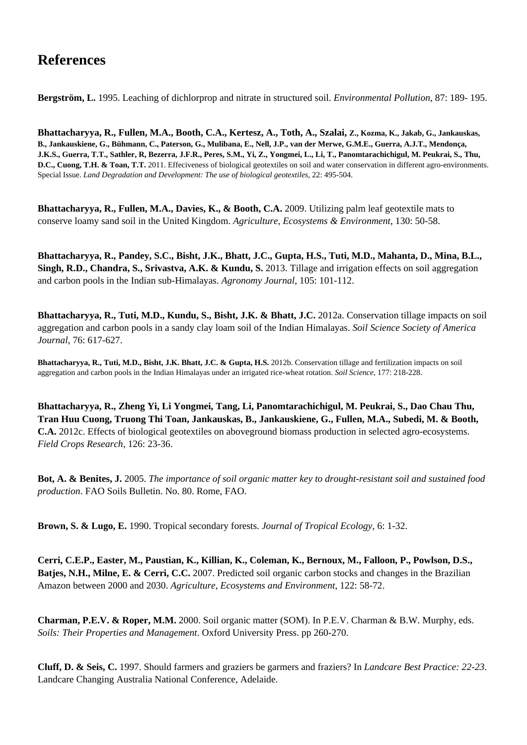# References

**Bergström, L.** 1995. Leaching of dichlorprop and nitrate in structured soil. *Environmental Pollution*, 87: 189- 195.

**Bhattacharyya, R., Fullen, M.A., Booth, C.A., Kertesz, A., Toth, A., Szalai, Z., Kozma, K., Jakab, G., Jankauskas, B., Jankauskiene, G., Bühmann, C., Paterson, G., Mulibana, E., Nell, J.P., van der Merwe, G.M.E., Guerra, A.J.T., Mendonça, J.K.S., Guerra, T.T., Sathler, R, Bezerra, J.F.R., Peres, S.M., Yi, Z., Yongmei, L., Li, T., Panomtarachichigul, M. Peukrai, S., Thu, D.C., Cuong, T.H. & Toan, T.T.** 2011. Effeciveness of biological geotextiles on soil and water conservation in different agro-environments. Special Issue. *Land Degradation and Development: The use of biological geotextiles*, 22: 495-504.

**Bhattacharyya, R., Fullen, M.A., Davies, K., & Booth, C.A.** 2009. Utilizing palm leaf geotextile mats to conserve loamy sand soil in the United Kingdom. *Agriculture, Ecosystems & Environment*, 130: 50-58.

**Bhattacharyya, R., Pandey, S.C., Bisht, J.K., Bhatt, J.C., Gupta, H.S., Tuti, M.D., Mahanta, D., Mina, B.L., Singh, R.D., Chandra, S., Srivastva, A.K. & Kundu, S.** 2013. Tillage and irrigation effects on soil aggregation and carbon pools in the Indian sub-Himalayas. *Agronomy Journal*, 105: 101-112.

**Bhattacharyya, R., Tuti, M.D., Kundu, S., Bisht, J.K. & Bhatt, J.C.** 2012a. Conservation tillage impacts on soil aggregation and carbon pools in a sandy clay loam soil of the Indian Himalayas. *Soil Science Society of America Journal*, 76: 617-627.

**Bhattacharyya, R., Tuti, M.D., Bisht, J.K. Bhatt, J.C. & Gupta, H.S.** 2012b. Conservation tillage and fertilization impacts on soil aggregation and carbon pools in the Indian Himalayas under an irrigated rice-wheat rotation. *Soil Science*, 177: 218-228.

**Bhattacharyya, R., Zheng Yi, Li Yongmei, Tang, Li, Panomtarachichigul, M. Peukrai, S., Dao Chau Thu, Tran Huu Cuong, Truong Thi Toan, Jankauskas, B., Jankauskiene, G., Fullen, M.A., Subedi, M. & Booth, C.A.** 2012c. Effects of biological geotextiles on aboveground biomass production in selected agro-ecosystems. *Field Crops Research*, 126: 23-36.

**Bot, A. & Benites, J.** 2005. *The importance of soil organic matter key to drought-resistant soil and sustained food production*. FAO Soils Bulletin. No. 80. Rome, FAO.

**Brown, S. & Lugo, E.** 1990. Tropical secondary forests. *Journal of Tropical Ecology*, 6: 1-32.

**Cerri, C.E.P., Easter, M., Paustian, K., Killian, K., Coleman, K., Bernoux, M., Falloon, P., Powlson, D.S., Batjes, N.H., Milne, E. & Cerri, C.C.** 2007. Predicted soil organic carbon stocks and changes in the Brazilian Amazon between 2000 and 2030. *Agriculture, Ecosystems and Environment*, 122: 58-72.

**Charman, P.E.V. & Roper, M.M.** 2000. Soil organic matter (SOM). In P.E.V. Charman & B.W. Murphy, eds. *Soils: Their Properties and Management*. Oxford University Press. pp 260-270.

**Cluff, D. & Seis, C.** 1997. Should farmers and graziers be garmers and fraziers? In *Landcare Best Practice: 22-23*. Landcare Changing Australia National Conference, Adelaide.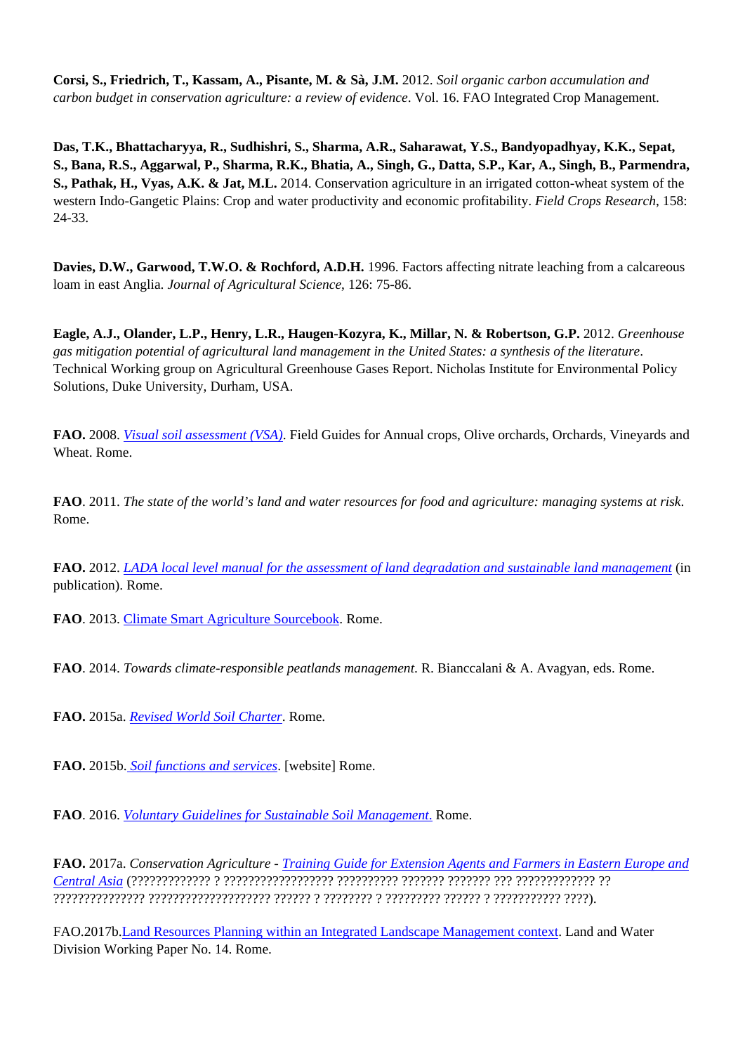**Corsi, S., Friedrich, T., Kassam, A., Pisante, M. & Sà, J.M.** 2012. *Soil organic carbon accumulation and carbon budget in conservation agriculture: a review of evidence*. Vol. 16. FAO Integrated Crop Management.

**Das, T.K., Bhattacharyya, R., Sudhishri, S., Sharma, A.R., Saharawat, Y.S., Bandyopadhyay, K.K., Sepat, S., Bana, R.S., Aggarwal, P., Sharma, R.K., Bhatia, A., Singh, G., Datta, S.P., Kar, A., Singh, B., Parmendra, S., Pathak, H., Vyas, A.K. & Jat, M.L.** 2014. Conservation agriculture in an irrigated cotton-wheat system of the western Indo-Gangetic Plains: Crop and water productivity and economic profitability. *Field Crops Research*, 158: 24-33.

**Davies, D.W., Garwood, T.W.O. & Rochford, A.D.H.** 1996. Factors affecting nitrate leaching from a calcareous loam in east Anglia. *Journal of Agricultural Science*, 126: 75-86.

**Eagle, A.J., Olander, L.P., Henry, L.R., Haugen-Kozyra, K., Millar, N. & Robertson, G.P.** 2012. *Greenhouse gas mitigation potential of agricultural land management in the United States: a synthesis of the literature*. Technical Working group on Agricultural Greenhouse Gases Report. Nicholas Institute for Environmental Policy Solutions, Duke University, Durham, USA.

**FAO.** 2008. *Visual soil assessment (VSA)*. Field Guides for Annual crops, Olive orchards, Orchards, Vineyards and Wheat. Rome.

**FAO**. 2011. *The state of the world's land and water resources for food and agriculture: managing systems at risk*. Rome.

**FAO.** 2012. *LADA local level manual for the assessment of land degradation and sustainable land management* (in publication). Rome.

**FAO**. 2013. Climate Smart Agriculture Sourcebook. Rome.

**FAO**. 2014. *Towards climate-responsible peatlands management*. R. Bianccalani & A. Avagyan, eds. Rome.

**FAO.** 2015a. *Revised World Soil Charter*. Rome.

**FAO.** 2015b. *Soil functions and services*. [website] Rome.

**FAO**. 2016. *Voluntary Guidelines for Sustainable Soil Management*. Rome.

**FAO.** 2017a. *Conservation Agriculture - Training Guide for Extension Agents and Farmers in Eastern Europe and Central Asia* (????????????? ? ????????????????? ?????????? ??????? ??????? ??? ????????????? ?? ??????????????? ??????????????????? ?????? ? ???????? ? ????????? ?????? ? ??????????? ????).

FAO.2017b.Land Resources Planning within an Integrated Landscape Management context. Land and Water Division Working Paper No. 14. Rome.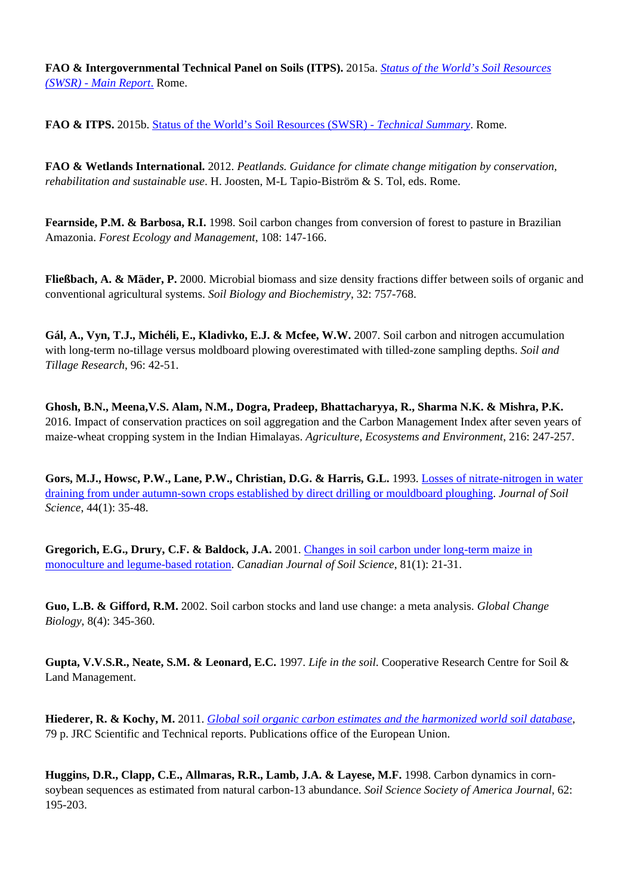**FAO & Intergovernmental Technical Panel on Soils (ITPS).** 2015a. *Status of the World's Soil Resources (SWSR) - Main Report.* Rome.

**FAO & ITPS.** 2015b. Status of the World's Soil Resources (SWSR) - *Technical Summary*. Rome.

**FAO & Wetlands International.** 2012. *Peatlands. Guidance for climate change mitigation by conservation, rehabilitation and sustainable use*. H. Joosten, M-L Tapio-Biström & S. Tol, eds. Rome.

**Fearnside, P.M. & Barbosa, R.I.** 1998. Soil carbon changes from conversion of forest to pasture in Brazilian Amazonia. *Forest Ecology and Management*, 108: 147-166.

**Fließbach, A. & Mäder, P.** 2000. Microbial biomass and size density fractions differ between soils of organic and conventional agricultural systems. *Soil Biology and Biochemistry*, 32: 757-768.

**Gál, A., Vyn, T.J., Michéli, E., Kladivko, E.J. & Mcfee, W.W.** 2007. Soil carbon and nitrogen accumulation with long-term no-tillage versus moldboard plowing overestimated with tilled-zone sampling depths. *Soil and Tillage Research*, 96: 42-51.

**Ghosh, B.N., Meena,V.S. Alam, N.M., Dogra, Pradeep, Bhattacharyya, R., Sharma N.K. & Mishra, P.K.** 2016. Impact of conservation practices on soil aggregation and the Carbon Management Index after seven years of maize-wheat cropping system in the Indian Himalayas. *Agriculture, Ecosystems and Environment*, 216: 247-257.

**Gors, M.J., Howsc, P.W., Lane, P.W., Christian, D.G. & Harris, G.L.** 1993. Losses of nitrate-nitrogen in water draining from under autumn-sown crops established by direct drilling or mouldboard ploughing. *Journal of Soil Science*, 44(1): 35-48.

**Gregorich, E.G., Drury, C.F. & Baldock, J.A.** 2001. Changes in soil carbon under long-term maize in monoculture and legume-based rotation. *Canadian Journal of Soil Science*, 81(1): 21-31.

**Guo, L.B. & Gifford, R.M.** 2002. Soil carbon stocks and land use change: a meta analysis. *Global Change Biology*, 8(4): 345-360.

**Gupta, V.V.S.R., Neate, S.M. & Leonard, E.C.** 1997. *Life in the soil.* Cooperative Research Centre for Soil & Land Management.

**Hiederer, R. & Kochy, M.** 2011. *Global soil organic carbon estimates and the harmonized world soil database*, 79 p. JRC Scientific and Technical reports. Publications office of the European Union.

**Huggins, D.R., Clapp, C.E., Allmaras, R.R., Lamb, J.A. & Layese, M.F.** 1998. Carbon dynamics in corn-soybean sequences as estimated from natural carbon-13 abundance. *Soil Science Society of America Journal*, 62: 195-203.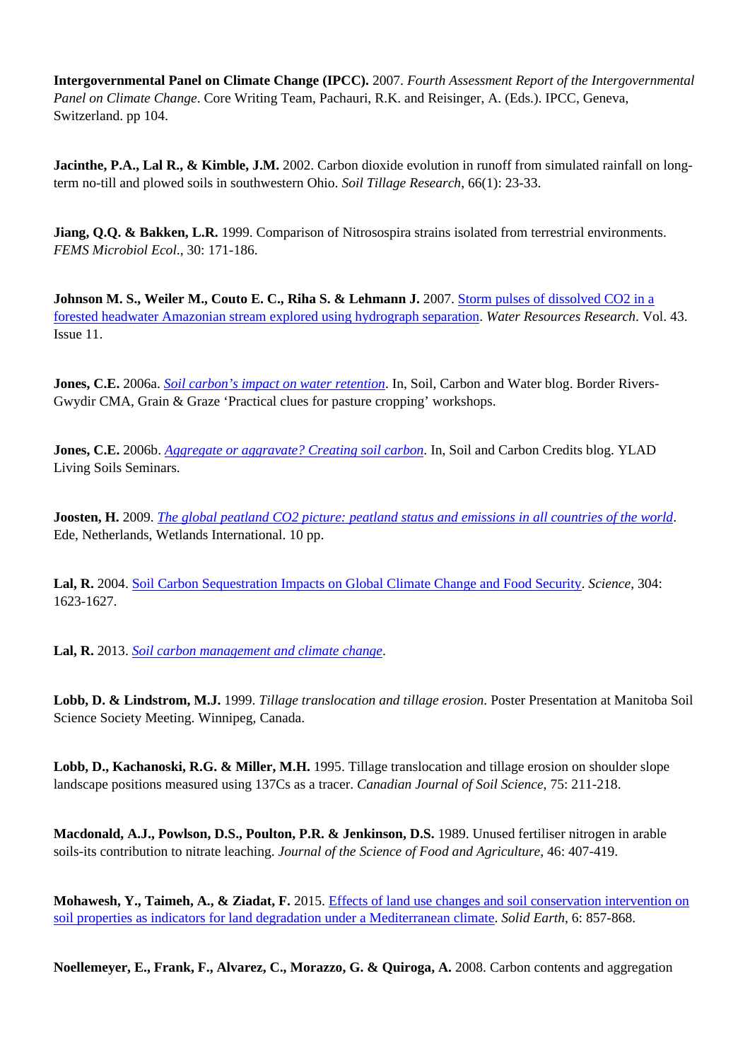**Intergovernmental Panel on Climate Change (IPCC).** 2007. *Fourth Assessment Report of the Intergovernmental Panel on Climate Change*. Core Writing Team, Pachauri, R.K. and Reisinger, A. (Eds.). IPCC, Geneva, Switzerland. pp 104.

**Jacinthe, P.A., Lal R., & Kimble, J.M.** 2002. Carbon dioxide evolution in runoff from simulated rainfall on long-term no-till and plowed soils in southwestern Ohio. *Soil Tillage Research*, 66(1): 23-33.

**Jiang, Q.Q. & Bakken, L.R.** 1999. Comparison of Nitrosospira strains isolated from terrestrial environments. *FEMS Microbiol Ecol.*, 30: 171-186.

**Johnson M. S., Weiler M., Couto E. C., Riha S. & Lehmann J.** 2007. Storm pulses of dissolved CO2 in a forested headwater Amazonian stream explored using hydrograph separation. *Water Resources Research*. Vol. 43. Issue 11.

**Jones, C.E.** 2006a. *Soil carbon's impact on water retention*. In, Soil, Carbon and Water blog. Border Rivers-Gwydir CMA, Grain & Graze 'Practical clues for pasture cropping' workshops.

**Jones, C.E.** 2006b. *Aggregate or aggravate? Creating soil carbon*. In, Soil and Carbon Credits blog. YLAD Living Soils Seminars.

**Joosten, H.** 2009. *The global peatland CO2 picture: peatland status and emissions in all countries of the world*. Ede, Netherlands, Wetlands International. 10 pp.

**Lal, R.** 2004. Soil Carbon Sequestration Impacts on Global Climate Change and Food Security. *Science*, 304: 1623-1627.

**Lal, R.** 2013. *Soil carbon management and climate change*.

**Lobb, D. & Lindstrom, M.J.** 1999. *Tillage translocation and tillage erosion*. Poster Presentation at Manitoba Soil Science Society Meeting. Winnipeg, Canada.

**Lobb, D., Kachanoski, R.G. & Miller, M.H.** 1995. Tillage translocation and tillage erosion on shoulder slope landscape positions measured using 137Cs as a tracer. *Canadian Journal of Soil Science*, 75: 211-218.

**Macdonald, A.J., Powlson, D.S., Poulton, P.R. & Jenkinson, D.S.** 1989. Unused fertiliser nitrogen in arable soils-its contribution to nitrate leaching. *Journal of the Science of Food and Agriculture*, 46: 407-419.

**Mohawesh, Y., Taimeh, A., & Ziadat, F.** 2015. Effects of land use changes and soil conservation intervention on soil properties as indicators for land degradation under a Mediterranean climate. *Solid Earth*, 6: 857-868.

**Noellemeyer, E., Frank, F., Alvarez, C., Morazzo, G. & Quiroga, A.** 2008. Carbon contents and aggregation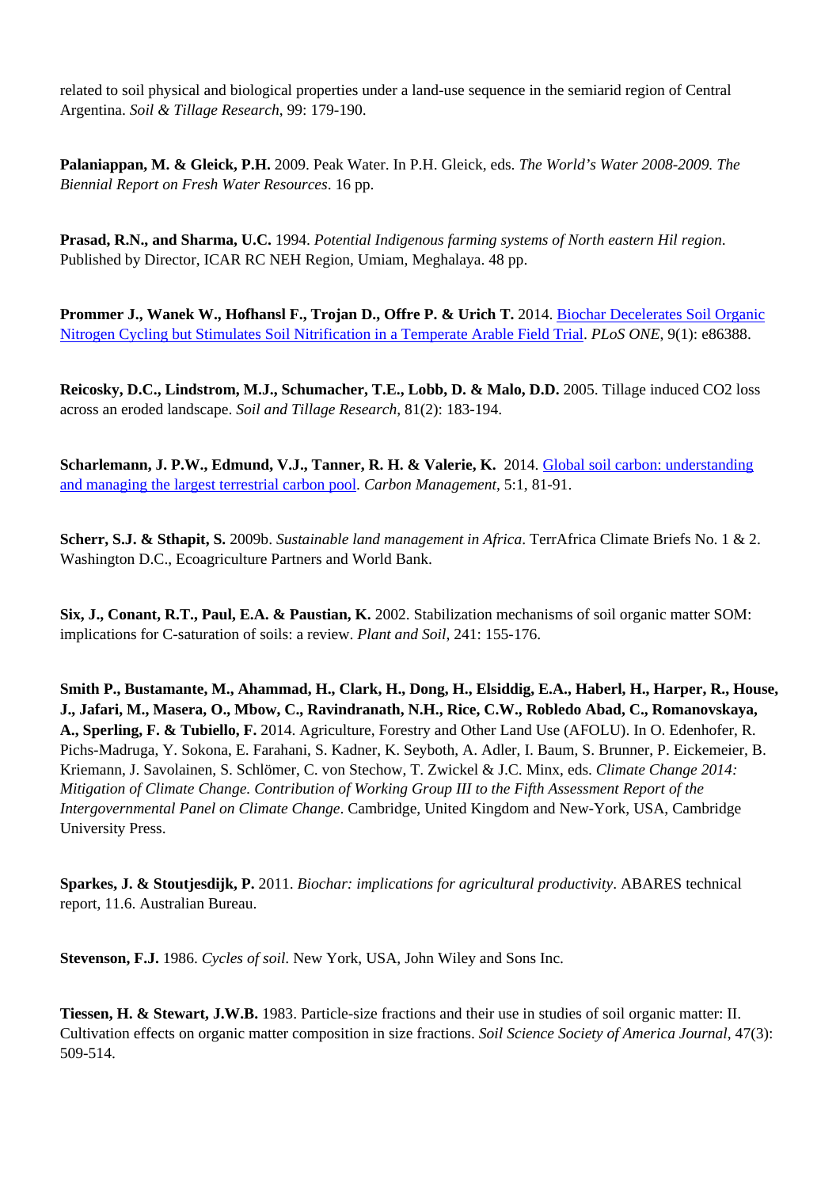related to soil physical and biological properties under a land-use sequence in the semiarid region of Central Argentina. *Soil & Tillage Research*, 99: 179-190.

**Palaniappan, M. & Gleick, P.H.** 2009. Peak Water. In P.H. Gleick, eds. *The World's Water 2008-2009. The Biennial Report on Fresh Water Resources*. 16 pp.

**Prasad, R.N., and Sharma, U.C.** 1994. *Potential Indigenous farming systems of North eastern Hil region*. Published by Director, ICAR RC NEH Region, Umiam, Meghalaya. 48 pp.

**Prommer J., Wanek W., Hofhansl F., Trojan D., Offre P. & Urich T.** 2014. Biochar Decelerates Soil Organic Nitrogen Cycling but Stimulates Soil Nitrification in a Temperate Arable Field Trial. *PLoS ONE*, 9(1): e86388.

**Reicosky, D.C., Lindstrom, M.J., Schumacher, T.E., Lobb, D. & Malo, D.D.** 2005. Tillage induced CO2 loss across an eroded landscape. *Soil and Tillage Research*, 81(2): 183-194.

**Scharlemann, J. P.W., Edmund, V.J., Tanner, R. H. & Valerie, K.** 2014. Global soil carbon: understanding and managing the largest terrestrial carbon pool. *Carbon Management*, 5:1, 81-91.

**Scherr, S.J. & Sthapit, S.** 2009b. *Sustainable land management in Africa*. TerrAfrica Climate Briefs No. 1 & 2. Washington D.C., Ecoagriculture Partners and World Bank.

**Six, J., Conant, R.T., Paul, E.A. & Paustian, K.** 2002. Stabilization mechanisms of soil organic matter SOM: implications for C-saturation of soils: a review. *Plant and Soil*, 241: 155-176.

**Smith P., Bustamante, M., Ahammad, H., Clark, H., Dong, H., Elsiddig, E.A., Haberl, H., Harper, R., House, J., Jafari, M., Masera, O., Mbow, C., Ravindranath, N.H., Rice, C.W., Robledo Abad, C., Romanovskaya, A., Sperling, F. & Tubiello, F.** 2014. Agriculture, Forestry and Other Land Use (AFOLU). In O. Edenhofer, R. Pichs-Madruga, Y. Sokona, E. Farahani, S. Kadner, K. Seyboth, A. Adler, I. Baum, S. Brunner, P. Eickemeier, B. Kriemann, J. Savolainen, S. Schlömer, C. von Stechow, T. Zwickel & J.C. Minx, eds. *Climate Change 2014: Mitigation of Climate Change. Contribution of Working Group III to the Fifth Assessment Report of the Intergovernmental Panel on Climate Change*. Cambridge, United Kingdom and New-York, USA, Cambridge University Press.

**Sparkes, J. & Stoutjesdijk, P.** 2011. *Biochar: implications for agricultural productivity*. ABARES technical report, 11.6. Australian Bureau.

**Stevenson, F.J.** 1986. *Cycles of soil*. New York, USA, John Wiley and Sons Inc.

**Tiessen, H. & Stewart, J.W.B.** 1983. Particle-size fractions and their use in studies of soil organic matter: II. Cultivation effects on organic matter composition in size fractions. *Soil Science Society of America Journal*, 47(3): 509-514.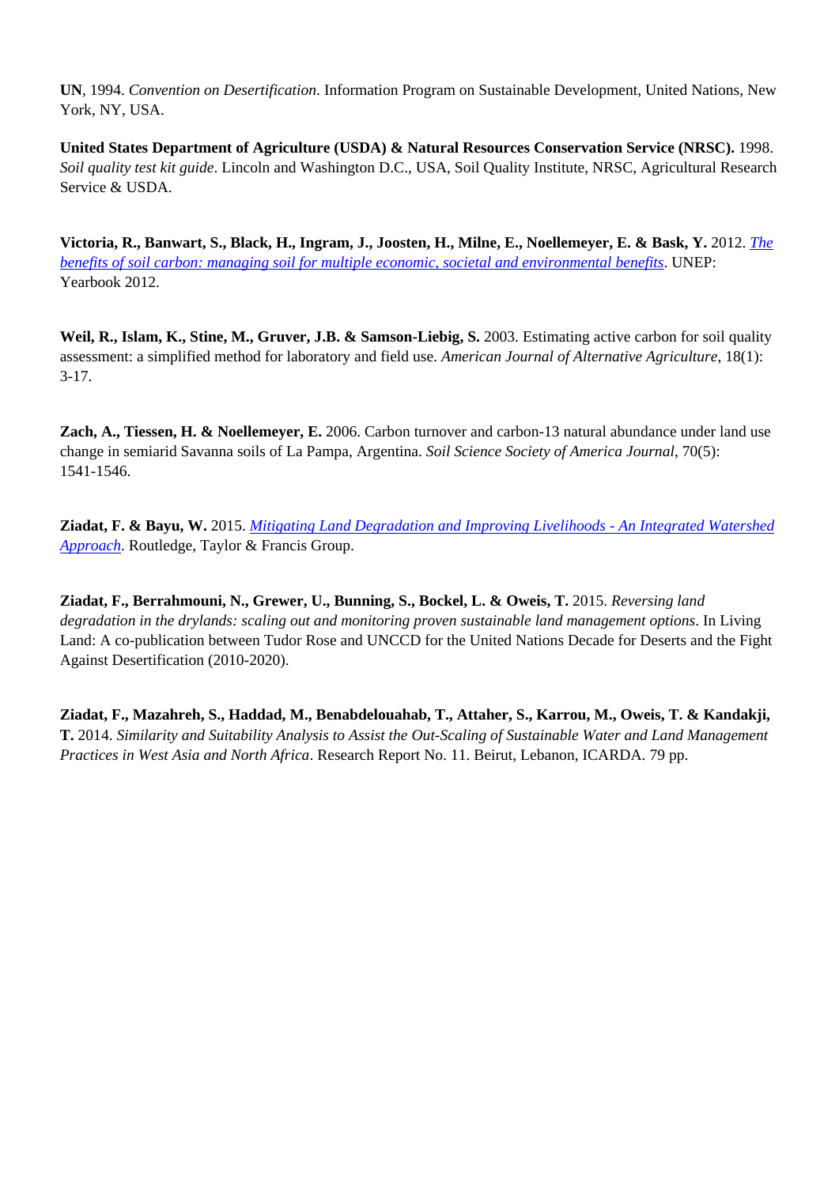**UN**, 1994. *Convention on Desertification*. Information Program on Sustainable Development, United Nations, New York, NY, USA.

**United States Department of Agriculture (USDA) & Natural Resources Conservation Service (NRSC).** 1998. *Soil quality test kit guide*. Lincoln and Washington D.C., USA, Soil Quality Institute, NRSC, Agricultural Research Service & USDA.

**Victoria, R., Banwart, S., Black, H., Ingram, J., Joosten, H., Milne, E., Noellemeyer, E. & Bask, Y.** 2012. *The benefits of soil carbon: managing soil for multiple economic, societal and environmental benefits*. UNEP: Yearbook 2012.

**Weil, R., Islam, K., Stine, M., Gruver, J.B. & Samson-Liebig, S.** 2003. Estimating active carbon for soil quality assessment: a simplified method for laboratory and field use. *American Journal of Alternative Agriculture*, 18(1): 3-17.

**Zach, A., Tiessen, H. & Noellemeyer, E.** 2006. Carbon turnover and carbon-13 natural abundance under land use change in semiarid Savanna soils of La Pampa, Argentina. *Soil Science Society of America Journal*, 70(5): 1541-1546.

**Ziadat, F. & Bayu, W.** 2015. *Mitigating Land Degradation and Improving Livelihoods - An Integrated Watershed Approach*. Routledge, Taylor & Francis Group.

**Ziadat, F., Berrahmouni, N., Grewer, U., Bunning, S., Bockel, L. & Oweis, T.** 2015. *Reversing land degradation in the drylands: scaling out and monitoring proven sustainable land management options*. In Living Land: A co-publication between Tudor Rose and UNCCD for the United Nations Decade for Deserts and the Fight Against Desertification (2010-2020).

**Ziadat, F., Mazahreh, S., Haddad, M., Benabdelouahab, T., Attaher, S., Karrou, M., Oweis, T. & Kandakji, T.** 2014. *Similarity and Suitability Analysis to Assist the Out-Scaling of Sustainable Water and Land Management Practices in West Asia and North Africa*. Research Report No. 11. Beirut, Lebanon, ICARDA. 79 pp.